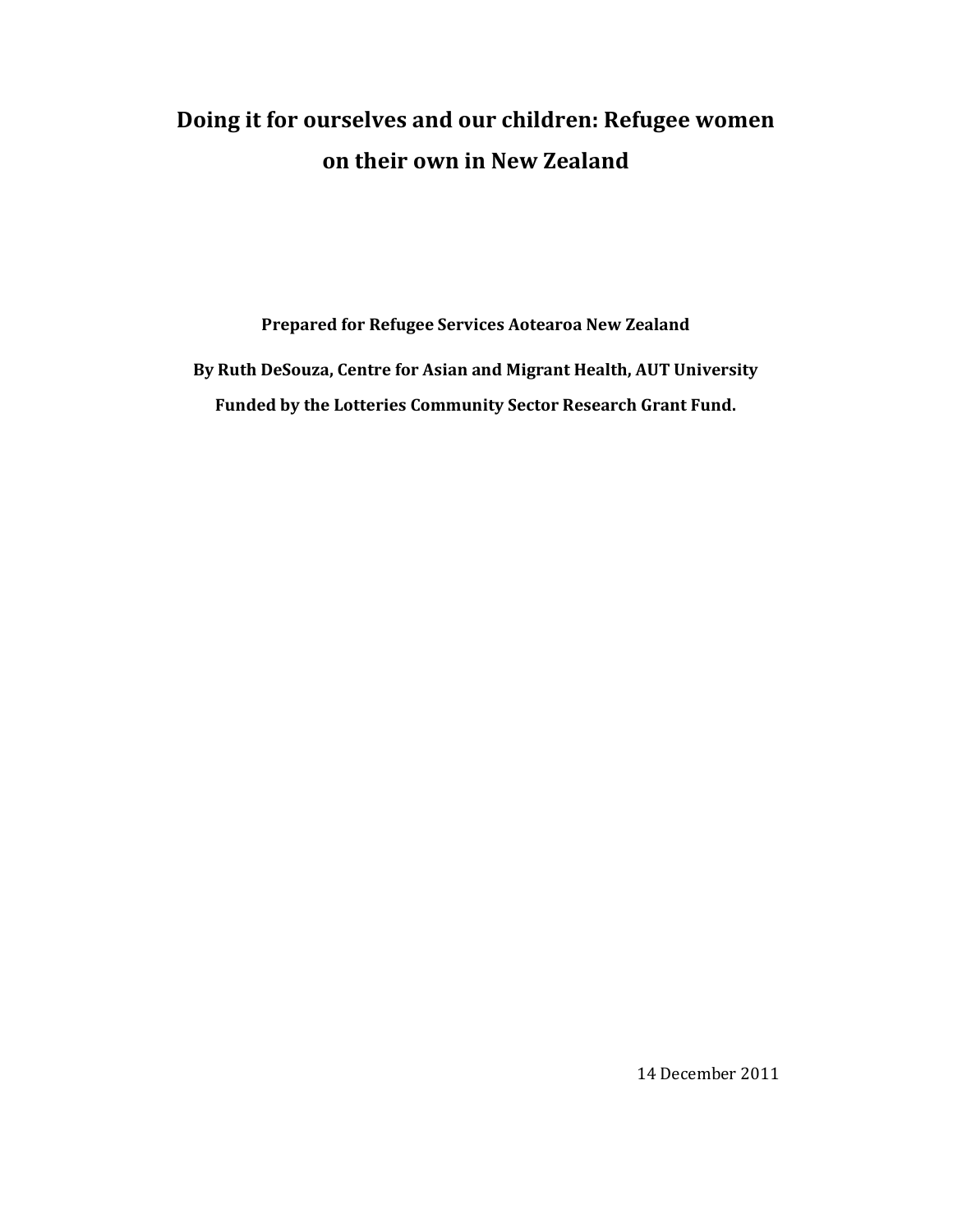# Doing it for ourselves and our children: Refugee women on their own in New Zealand

**Prepared for Refugee Services Aotearoa New Zealand**

**By Ruth DeSouza, Centre for Asian and Migrant Health, AUT University**

**Funded by the Lotteries Community Sector Research Grant Fund.**

14 December 2011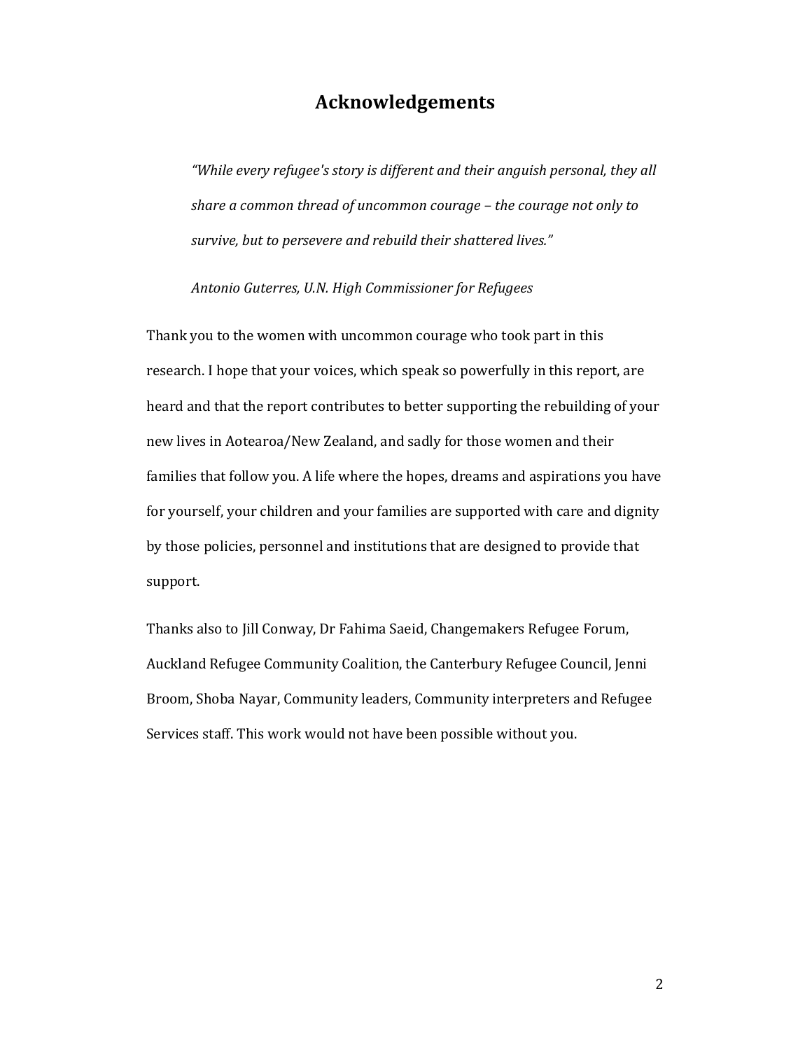# Acknowledgements

> *"While every refugee's story is different and their anguish personal, they all share a common thread of uncommon courage – the courage not only to survive, but to persevere and rebuild their shattered lives."*
>
> *Antonio Guterres, U.N. High Commissioner for Refugees*

Thank you to the women with uncommon courage who took part in this research. I hope that your voices, which speak so powerfully in this report, are heard and that the report contributes to better supporting the rebuilding of your new lives in Aotearoa/New Zealand, and sadly for those women and their families that follow you. A life where the hopes, dreams and aspirations you have for yourself, your children and your families are supported with care and dignity by those policies, personnel and institutions that are designed to provide that support.

Thanks also to Jill Conway, Dr Fahima Saeid, Changemakers Refugee Forum, Auckland Refugee Community Coalition, the Canterbury Refugee Council, Jenni Broom, Shoba Nayar, Community leaders, Community interpreters and Refugee Services staff. This work would not have been possible without you.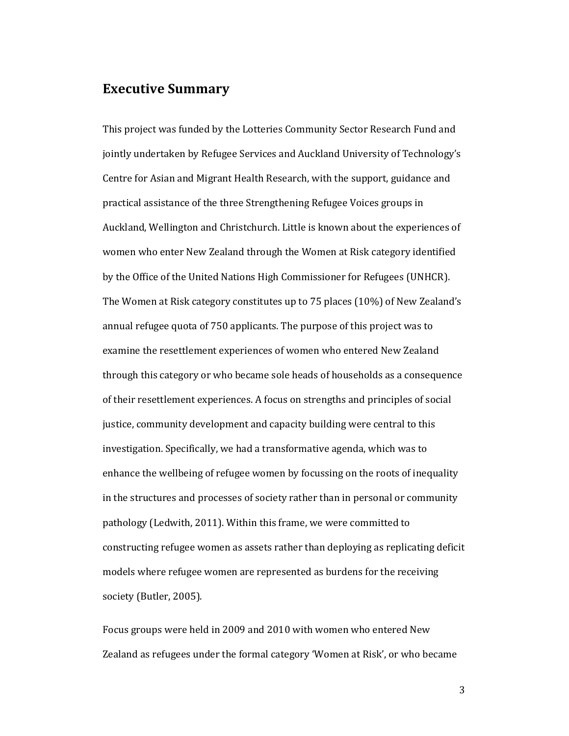## Executive Summary

This project was funded by the Lotteries Community Sector Research Fund and jointly undertaken by Refugee Services and Auckland University of Technology's Centre for Asian and Migrant Health Research, with the support, guidance and practical assistance of the three Strengthening Refugee Voices groups in Auckland, Wellington and Christchurch. Little is known about the experiences of women who enter New Zealand through the Women at Risk category identified by the Office of the United Nations High Commissioner for Refugees (UNHCR). The Women at Risk category constitutes up to 75 places (10%) of New Zealand's annual refugee quota of 750 applicants. The purpose of this project was to examine the resettlement experiences of women who entered New Zealand through this category or who became sole heads of households as a consequence of their resettlement experiences. A focus on strengths and principles of social justice, community development and capacity building were central to this investigation. Specifically, we had a transformative agenda, which was to enhance the wellbeing of refugee women by focussing on the roots of inequality in the structures and processes of society rather than in personal or community pathology (Ledwith, 2011). Within this frame, we were committed to constructing refugee women as assets rather than deploying as replicating deficit models where refugee women are represented as burdens for the receiving society (Butler, 2005).

Focus groups were held in 2009 and 2010 with women who entered New Zealand as refugees under the formal category 'Women at Risk', or who became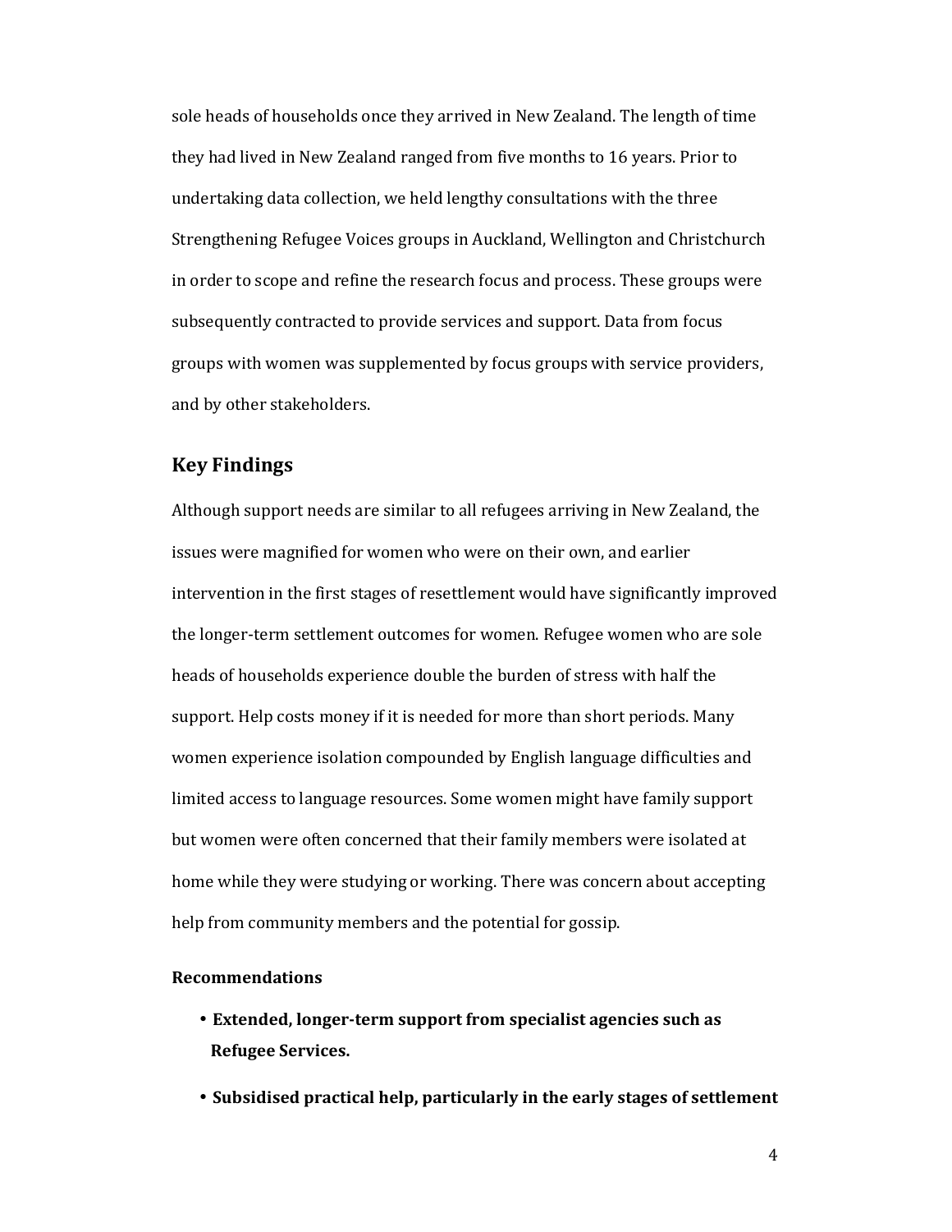sole heads of households once they arrived in New Zealand. The length of time they had lived in New Zealand ranged from five months to 16 years. Prior to undertaking data collection, we held lengthy consultations with the three Strengthening Refugee Voices groups in Auckland, Wellington and Christchurch in order to scope and refine the research focus and process. These groups were subsequently contracted to provide services and support. Data from focus groups with women was supplemented by focus groups with service providers, and by other stakeholders.

## Key Findings

Although support needs are similar to all refugees arriving in New Zealand, the issues were magnified for women who were on their own, and earlier intervention in the first stages of resettlement would have significantly improved the longer-term settlement outcomes for women. Refugee women who are sole heads of households experience double the burden of stress with half the support. Help costs money if it is needed for more than short periods. Many women experience isolation compounded by English language difficulties and limited access to language resources. Some women might have family support but women were often concerned that their family members were isolated at home while they were studying or working. There was concern about accepting help from community members and the potential for gossip.

**Recommendations**

- **Extended, longer-term support from specialist agencies such as Refugee Services.**
- **Subsidised practical help, particularly in the early stages of settlement**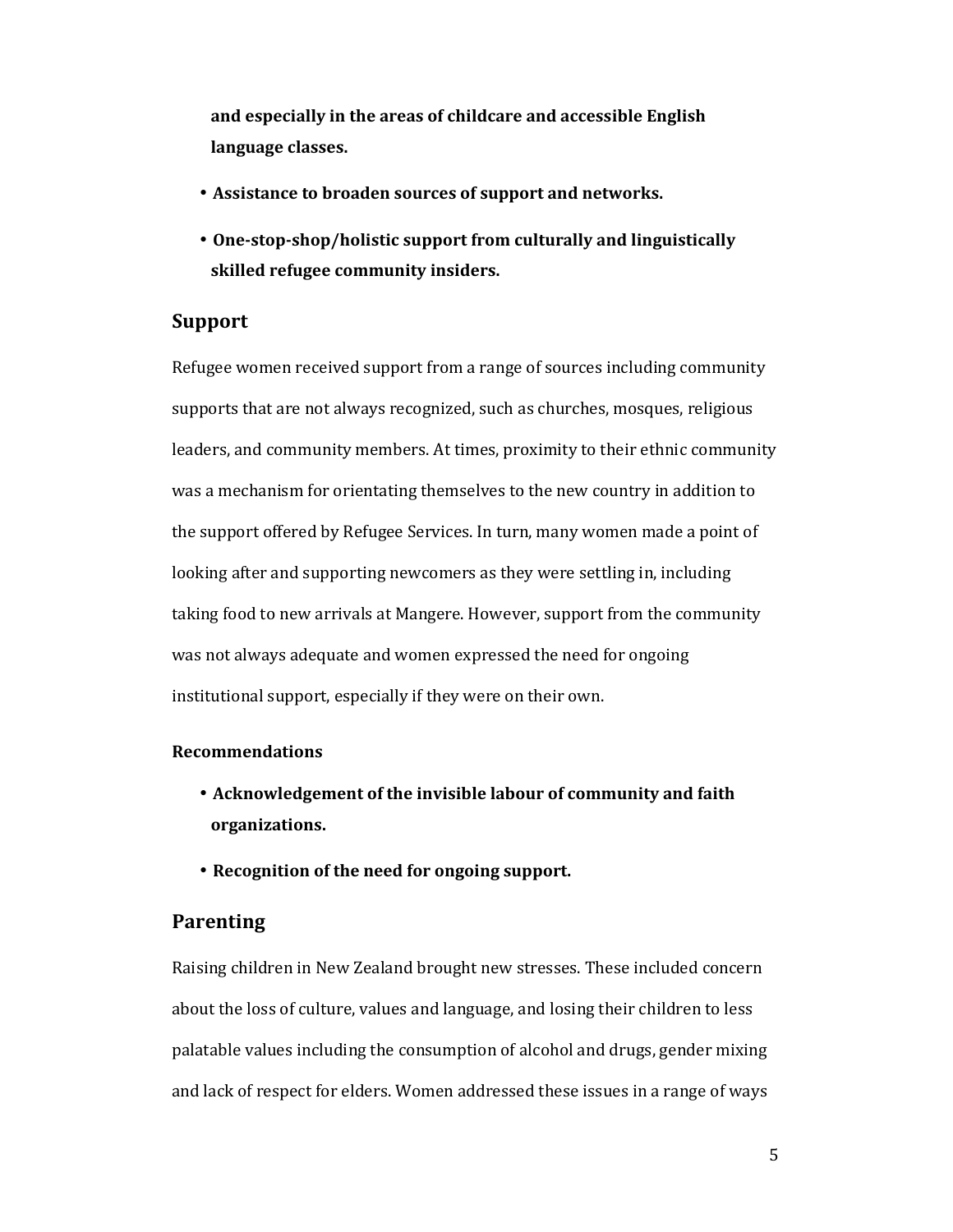and especially in the areas of childcare and accessible English language classes.**

- **Assistance to broaden sources of support and networks.**
- **One-stop-shop/holistic support from culturally and linguistically skilled refugee community insiders.**

## Support

Refugee women received support from a range of sources including community supports that are not always recognized, such as churches, mosques, religious leaders, and community members. At times, proximity to their ethnic community was a mechanism for orientating themselves to the new country in addition to the support offered by Refugee Services. In turn, many women made a point of looking after and supporting newcomers as they were settling in, including taking food to new arrivals at Mangere. However, support from the community was not always adequate and women expressed the need for ongoing institutional support, especially if they were on their own.

**Recommendations**

- **Acknowledgement of the invisible labour of community and faith organizations.**
- **Recognition of the need for ongoing support.**

## Parenting

Raising children in New Zealand brought new stresses. These included concern about the loss of culture, values and language, and losing their children to less palatable values including the consumption of alcohol and drugs, gender mixing and lack of respect for elders. Women addressed these issues in a range of ways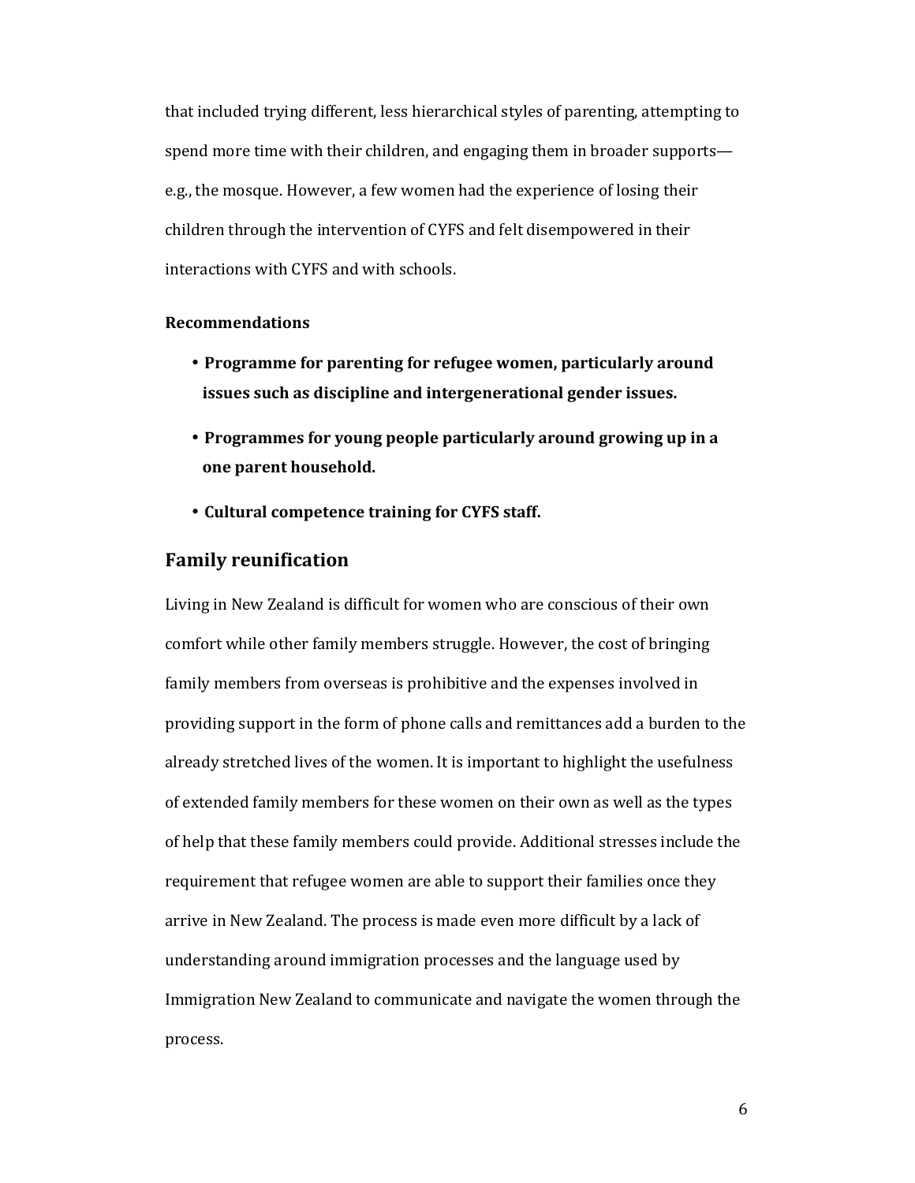that included trying different, less hierarchical styles of parenting, attempting to spend more time with their children, and engaging them in broader supports—e.g., the mosque. However, a few women had the experience of losing their children through the intervention of CYFS and felt disempowered in their interactions with CYFS and with schools.

**Recommendations**

- **Programme for parenting for refugee women, particularly around issues such as discipline and intergenerational gender issues.**
- **Programmes for young people particularly around growing up in a one parent household.**
- **Cultural competence training for CYFS staff.**

## Family reunification

Living in New Zealand is difficult for women who are conscious of their own comfort while other family members struggle. However, the cost of bringing family members from overseas is prohibitive and the expenses involved in providing support in the form of phone calls and remittances add a burden to the already stretched lives of the women. It is important to highlight the usefulness of extended family members for these women on their own as well as the types of help that these family members could provide. Additional stresses include the requirement that refugee women are able to support their families once they arrive in New Zealand. The process is made even more difficult by a lack of understanding around immigration processes and the language used by Immigration New Zealand to communicate and navigate the women through the process.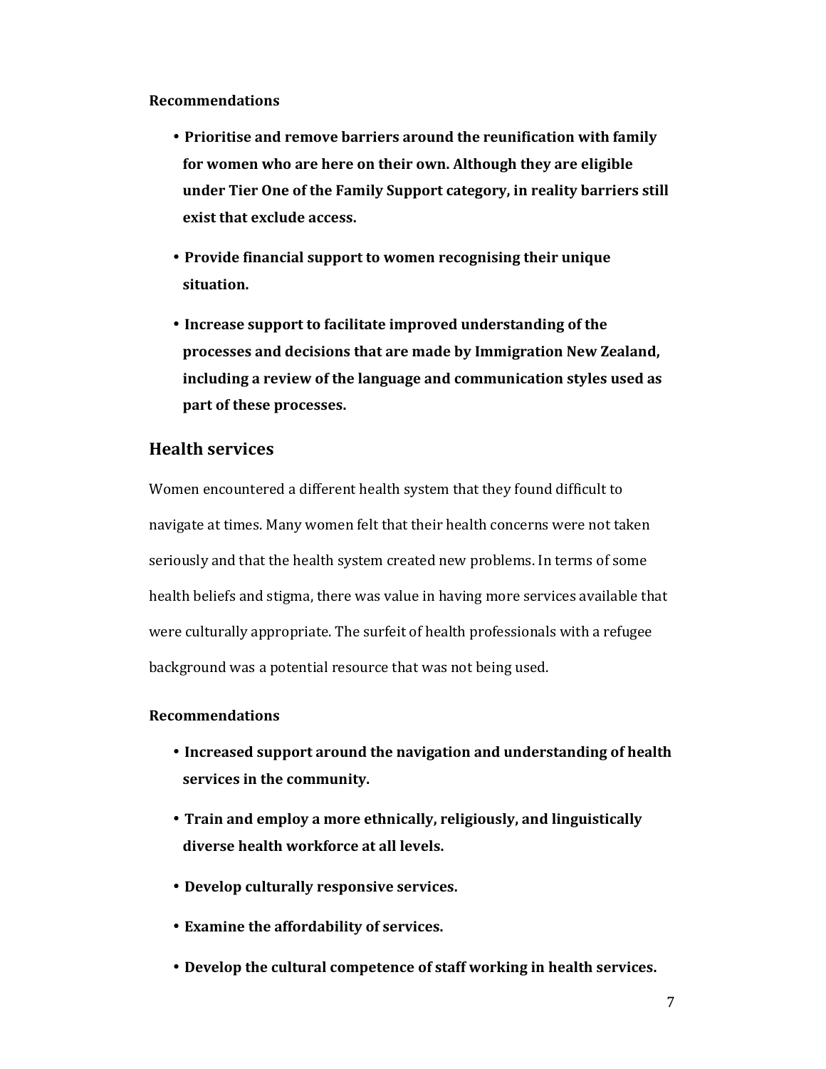**Recommendations**

- **Prioritise and remove barriers around the reunification with family for women who are here on their own. Although they are eligible under Tier One of the Family Support category, in reality barriers still exist that exclude access.**
- **Provide financial support to women recognising their unique situation.**
- **Increase support to facilitate improved understanding of the processes and decisions that are made by Immigration New Zealand, including a review of the language and communication styles used as part of these processes.**

## Health services

Women encountered a different health system that they found difficult to navigate at times. Many women felt that their health concerns were not taken seriously and that the health system created new problems. In terms of some health beliefs and stigma, there was value in having more services available that were culturally appropriate. The surfeit of health professionals with a refugee background was a potential resource that was not being used.

**Recommendations**

- **Increased support around the navigation and understanding of health services in the community.**
- **Train and employ a more ethnically, religiously, and linguistically diverse health workforce at all levels.**
- **Develop culturally responsive services.**
- **Examine the affordability of services.**
- **Develop the cultural competence of staff working in health services.**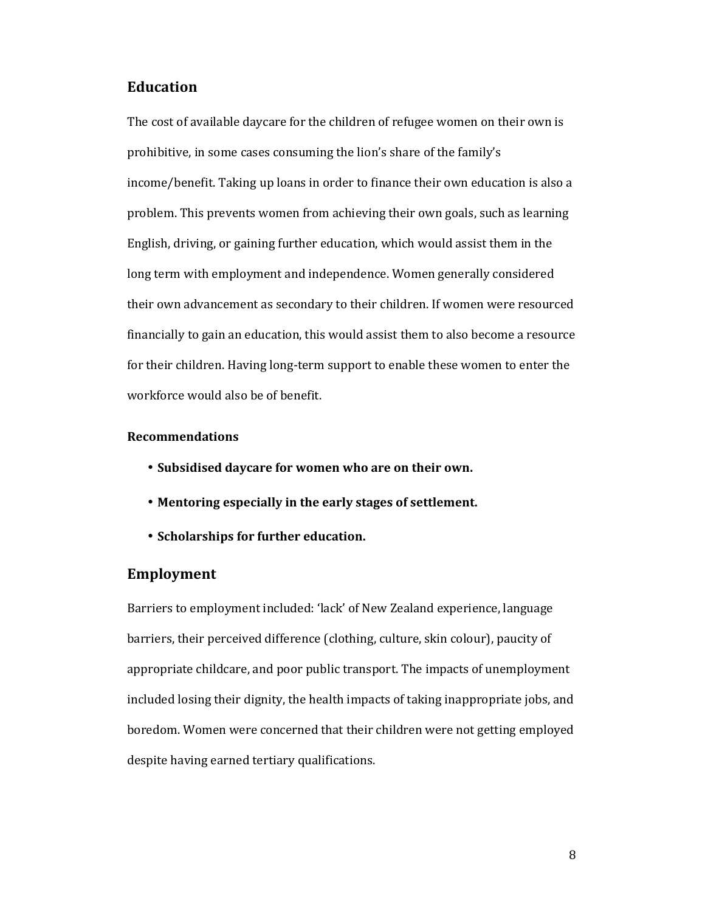## Education

The cost of available daycare for the children of refugee women on their own is prohibitive, in some cases consuming the lion's share of the family's income/benefit. Taking up loans in order to finance their own education is also a problem. This prevents women from achieving their own goals, such as learning English, driving, or gaining further education, which would assist them in the long term with employment and independence. Women generally considered their own advancement as secondary to their children. If women were resourced financially to gain an education, this would assist them to also become a resource for their children. Having long-term support to enable these women to enter the workforce would also be of benefit.

### Recommendations

- **Subsidised daycare for women who are on their own.**
- **Mentoring especially in the early stages of settlement.**
- **Scholarships for further education.**

## Employment

Barriers to employment included: 'lack' of New Zealand experience, language barriers, their perceived difference (clothing, culture, skin colour), paucity of appropriate childcare, and poor public transport. The impacts of unemployment included losing their dignity, the health impacts of taking inappropriate jobs, and boredom. Women were concerned that their children were not getting employed despite having earned tertiary qualifications.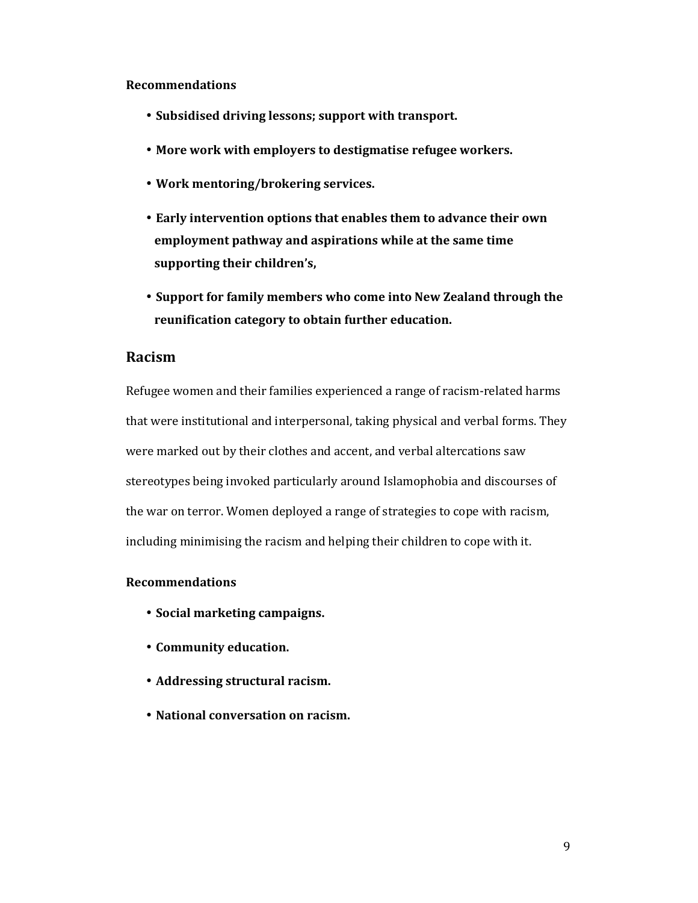**Recommendations**

- **Subsidised driving lessons; support with transport.**
- **More work with employers to destigmatise refugee workers.**
- **Work mentoring/brokering services.**
- **Early intervention options that enables them to advance their own employment pathway and aspirations while at the same time supporting their children's,**
- **Support for family members who come into New Zealand through the reunification category to obtain further education.**

## Racism

Refugee women and their families experienced a range of racism-related harms that were institutional and interpersonal, taking physical and verbal forms. They were marked out by their clothes and accent, and verbal altercations saw stereotypes being invoked particularly around Islamophobia and discourses of the war on terror. Women deployed a range of strategies to cope with racism, including minimising the racism and helping their children to cope with it.

**Recommendations**

- **Social marketing campaigns.**
- **Community education.**
- **Addressing structural racism.**
- **National conversation on racism.**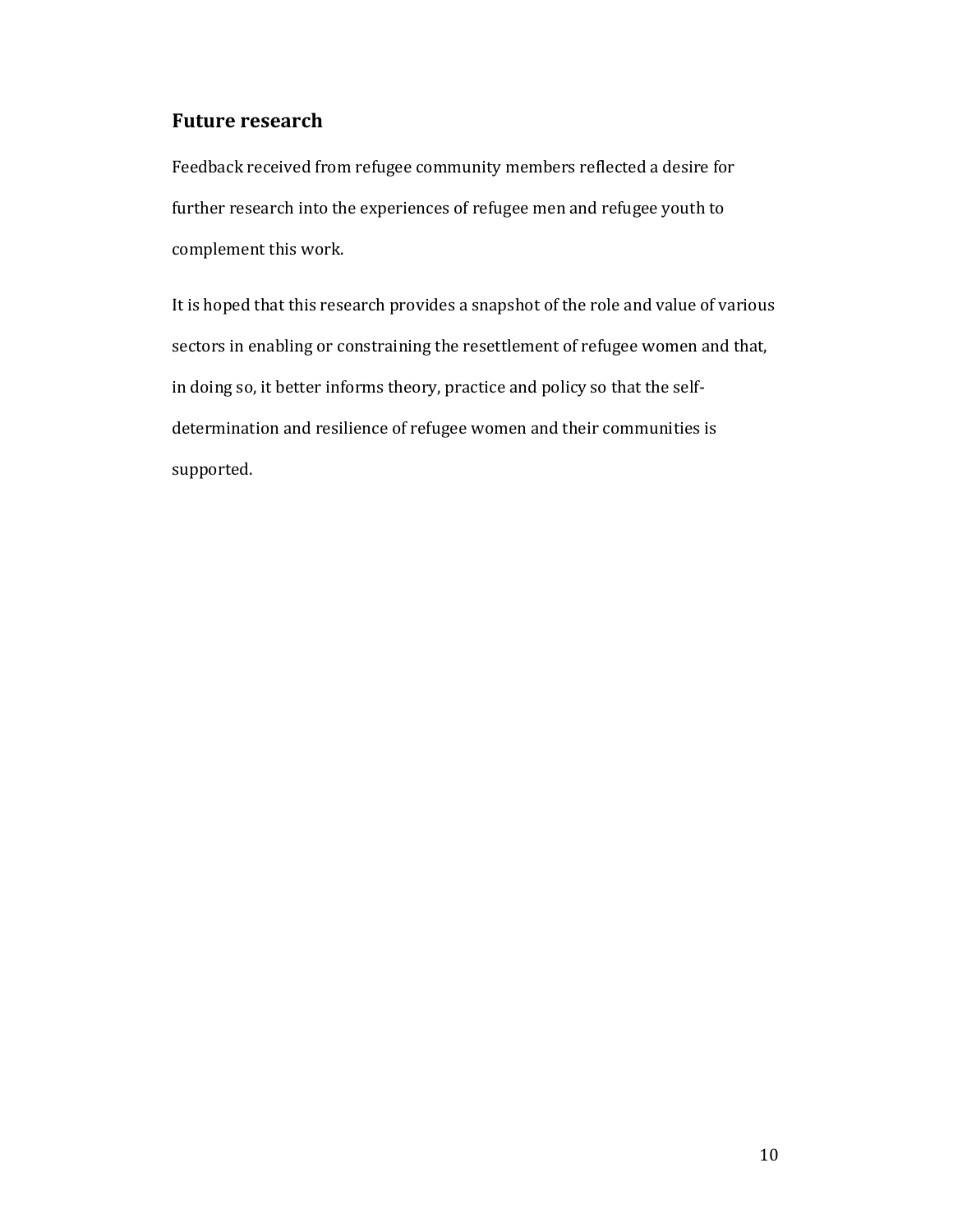## Future research

Feedback received from refugee community members reflected a desire for further research into the experiences of refugee men and refugee youth to complement this work.

It is hoped that this research provides a snapshot of the role and value of various sectors in enabling or constraining the resettlement of refugee women and that, in doing so, it better informs theory, practice and policy so that the self-determination and resilience of refugee women and their communities is supported.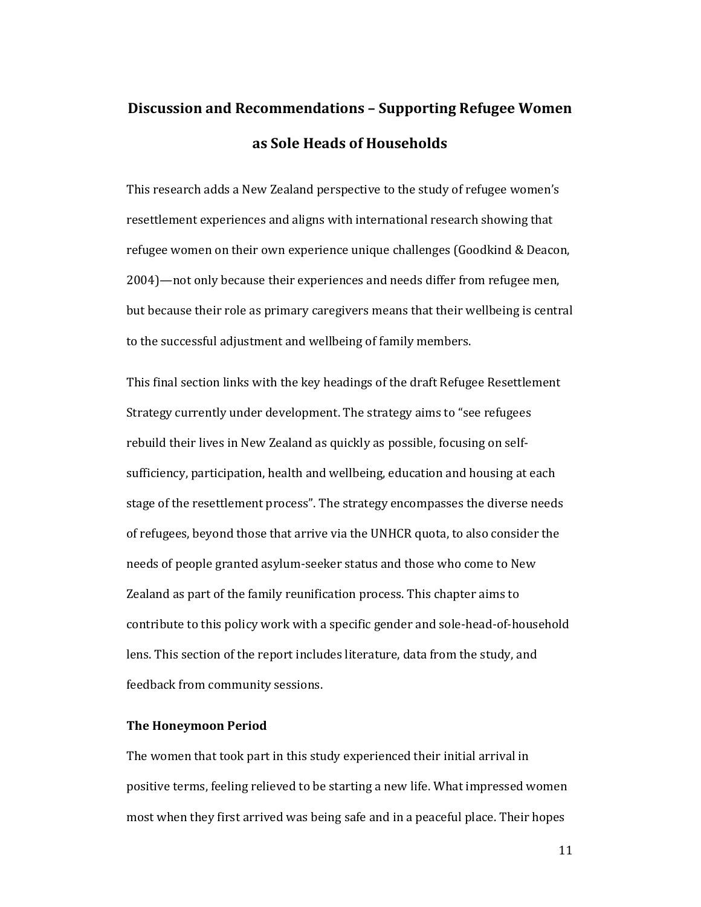## Discussion and Recommendations – Supporting Refugee Women as Sole Heads of Households

This research adds a New Zealand perspective to the study of refugee women's resettlement experiences and aligns with international research showing that refugee women on their own experience unique challenges (Goodkind & Deacon, 2004)—not only because their experiences and needs differ from refugee men, but because their role as primary caregivers means that their wellbeing is central to the successful adjustment and wellbeing of family members.

This final section links with the key headings of the draft Refugee Resettlement Strategy currently under development. The strategy aims to "see refugees rebuild their lives in New Zealand as quickly as possible, focusing on self-sufficiency, participation, health and wellbeing, education and housing at each stage of the resettlement process". The strategy encompasses the diverse needs of refugees, beyond those that arrive via the UNHCR quota, to also consider the needs of people granted asylum-seeker status and those who come to New Zealand as part of the family reunification process. This chapter aims to contribute to this policy work with a specific gender and sole-head-of-household lens. This section of the report includes literature, data from the study, and feedback from community sessions.

### The Honeymoon Period

The women that took part in this study experienced their initial arrival in positive terms, feeling relieved to be starting a new life. What impressed women most when they first arrived was being safe and in a peaceful place. Their hopes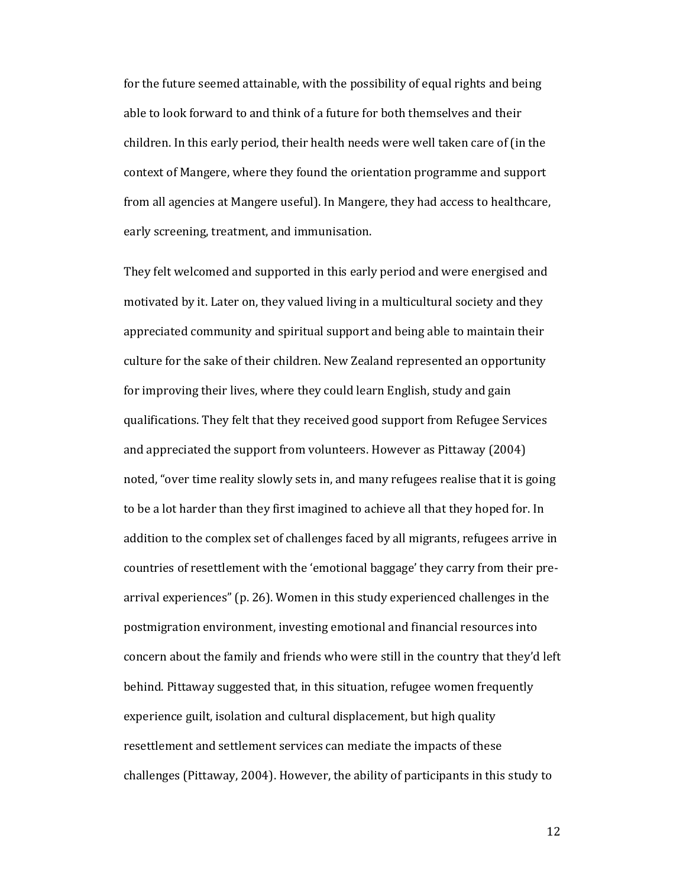for the future seemed attainable, with the possibility of equal rights and being able to look forward to and think of a future for both themselves and their children. In this early period, their health needs were well taken care of (in the context of Mangere, where they found the orientation programme and support from all agencies at Mangere useful). In Mangere, they had access to healthcare, early screening, treatment, and immunisation.

They felt welcomed and supported in this early period and were energised and motivated by it. Later on, they valued living in a multicultural society and they appreciated community and spiritual support and being able to maintain their culture for the sake of their children. New Zealand represented an opportunity for improving their lives, where they could learn English, study and gain qualifications. They felt that they received good support from Refugee Services and appreciated the support from volunteers. However as Pittaway (2004) noted, "over time reality slowly sets in, and many refugees realise that it is going to be a lot harder than they first imagined to achieve all that they hoped for. In addition to the complex set of challenges faced by all migrants, refugees arrive in countries of resettlement with the 'emotional baggage' they carry from their pre-arrival experiences" (p. 26). Women in this study experienced challenges in the postmigration environment, investing emotional and financial resources into concern about the family and friends who were still in the country that they'd left behind. Pittaway suggested that, in this situation, refugee women frequently experience guilt, isolation and cultural displacement, but high quality resettlement and settlement services can mediate the impacts of these challenges (Pittaway, 2004). However, the ability of participants in this study to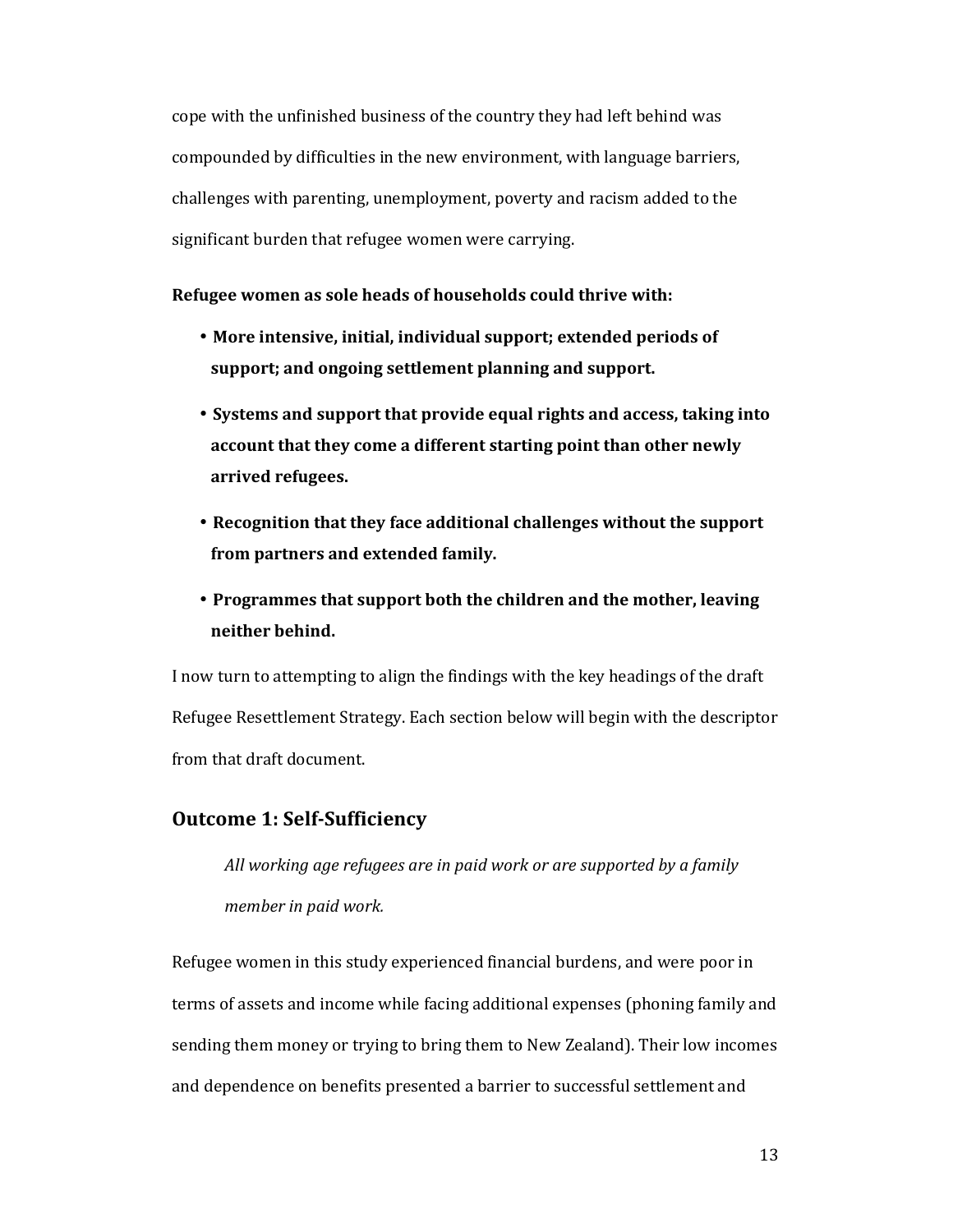cope with the unfinished business of the country they had left behind was compounded by difficulties in the new environment, with language barriers, challenges with parenting, unemployment, poverty and racism added to the significant burden that refugee women were carrying.

**Refugee women as sole heads of households could thrive with:**

- **More intensive, initial, individual support; extended periods of support; and ongoing settlement planning and support.**
- **Systems and support that provide equal rights and access, taking into account that they come a different starting point than other newly arrived refugees.**
- **Recognition that they face additional challenges without the support from partners and extended family.**
- **Programmes that support both the children and the mother, leaving neither behind.**

I now turn to attempting to align the findings with the key headings of the draft Refugee Resettlement Strategy. Each section below will begin with the descriptor from that draft document.

## Outcome 1: Self-Sufficiency

> *All working age refugees are in paid work or are supported by a family member in paid work.*

Refugee women in this study experienced financial burdens, and were poor in terms of assets and income while facing additional expenses (phoning family and sending them money or trying to bring them to New Zealand). Their low incomes and dependence on benefits presented a barrier to successful settlement and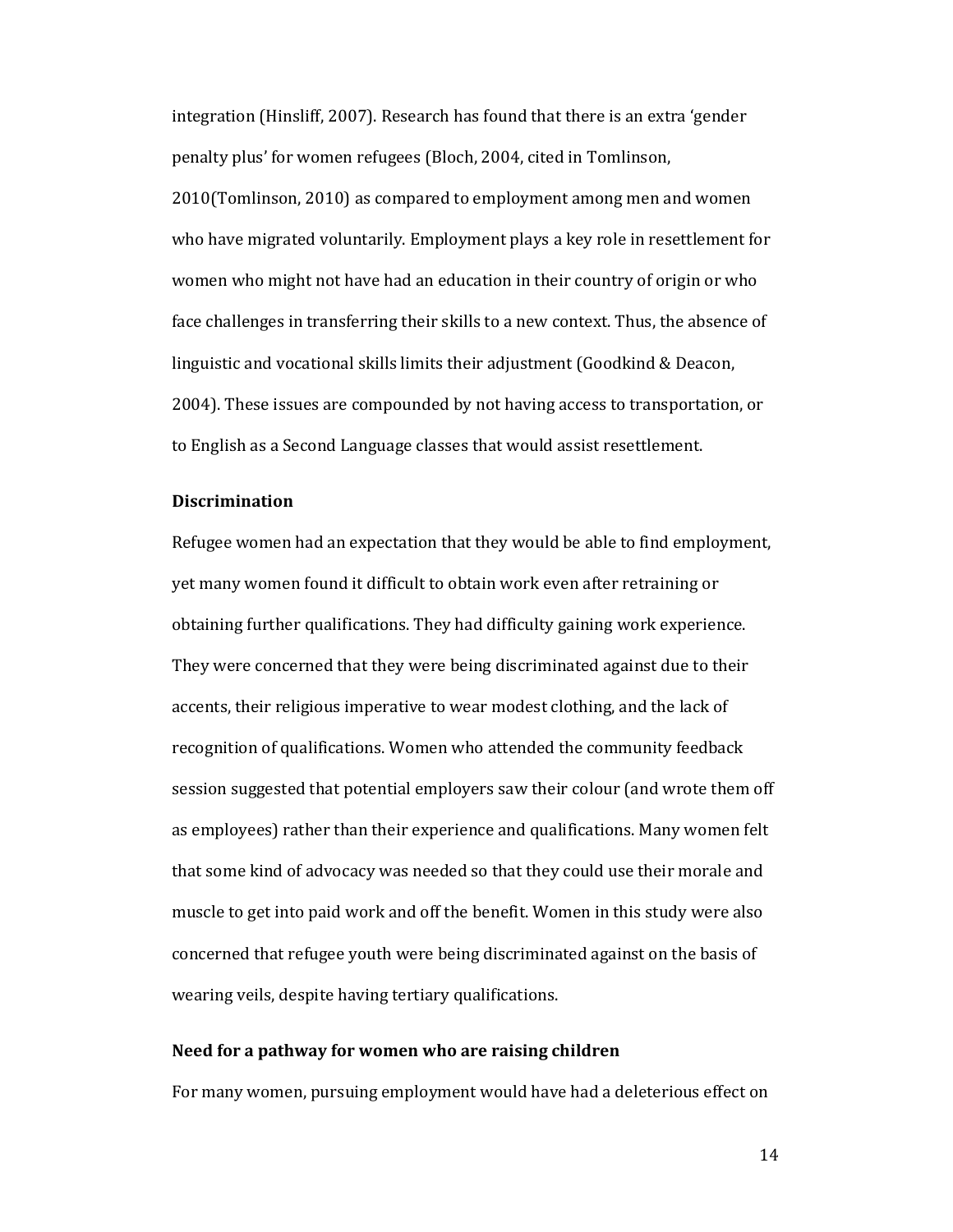integration (Hinsliff, 2007). Research has found that there is an extra 'gender penalty plus' for women refugees (Bloch, 2004, cited in Tomlinson, 2010(Tomlinson, 2010) as compared to employment among men and women who have migrated voluntarily. Employment plays a key role in resettlement for women who might not have had an education in their country of origin or who face challenges in transferring their skills to a new context. Thus, the absence of linguistic and vocational skills limits their adjustment (Goodkind & Deacon, 2004). These issues are compounded by not having access to transportation, or to English as a Second Language classes that would assist resettlement.

### Discrimination

Refugee women had an expectation that they would be able to find employment, yet many women found it difficult to obtain work even after retraining or obtaining further qualifications. They had difficulty gaining work experience. They were concerned that they were being discriminated against due to their accents, their religious imperative to wear modest clothing, and the lack of recognition of qualifications. Women who attended the community feedback session suggested that potential employers saw their colour (and wrote them off as employees) rather than their experience and qualifications. Many women felt that some kind of advocacy was needed so that they could use their morale and muscle to get into paid work and off the benefit. Women in this study were also concerned that refugee youth were being discriminated against on the basis of wearing veils, despite having tertiary qualifications.

### Need for a pathway for women who are raising children

For many women, pursuing employment would have had a deleterious effect on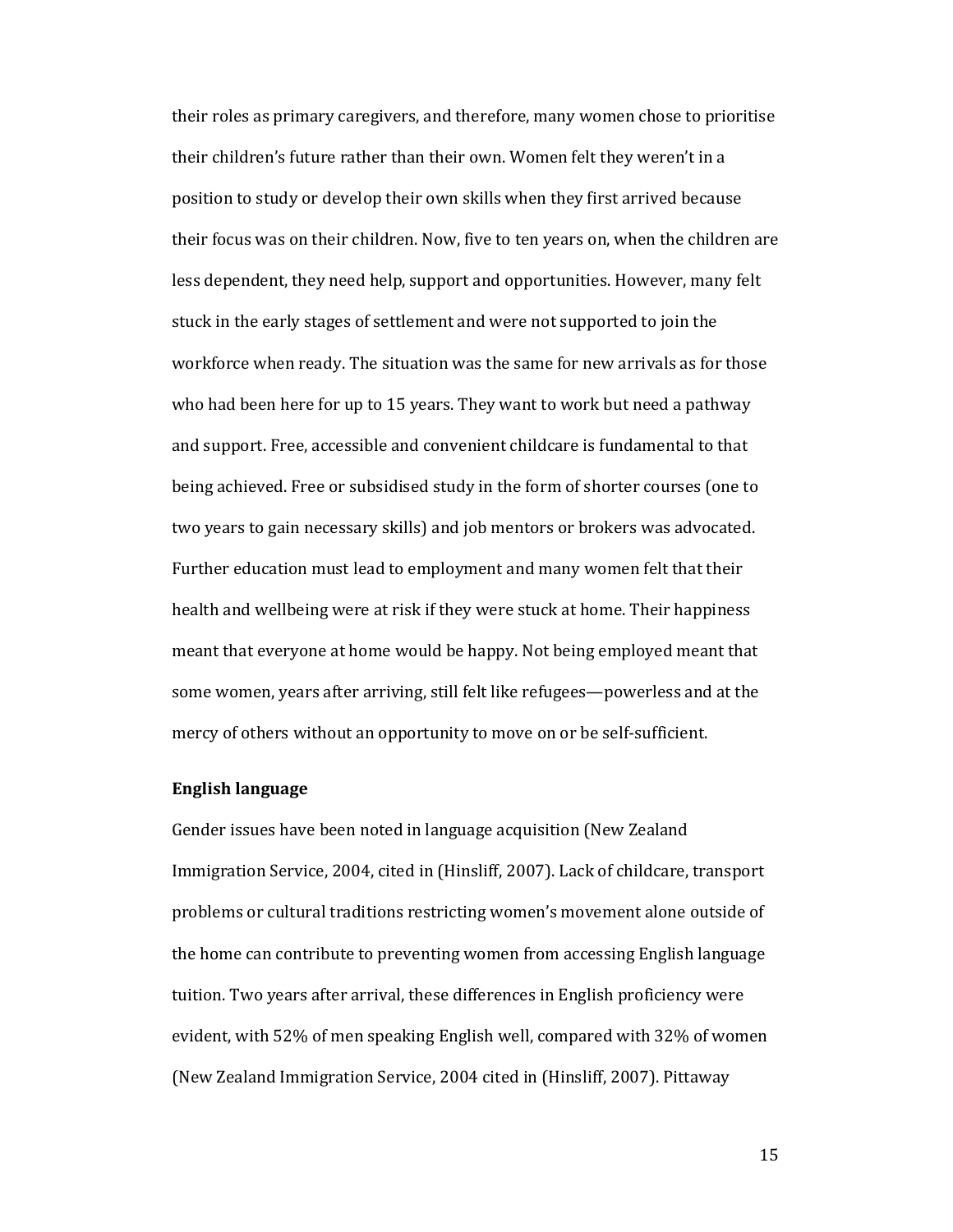their roles as primary caregivers, and therefore, many women chose to prioritise their children's future rather than their own. Women felt they weren't in a position to study or develop their own skills when they first arrived because their focus was on their children. Now, five to ten years on, when the children are less dependent, they need help, support and opportunities. However, many felt stuck in the early stages of settlement and were not supported to join the workforce when ready. The situation was the same for new arrivals as for those who had been here for up to 15 years. They want to work but need a pathway and support. Free, accessible and convenient childcare is fundamental to that being achieved. Free or subsidised study in the form of shorter courses (one to two years to gain necessary skills) and job mentors or brokers was advocated. Further education must lead to employment and many women felt that their health and wellbeing were at risk if they were stuck at home. Their happiness meant that everyone at home would be happy. Not being employed meant that some women, years after arriving, still felt like refugees—powerless and at the mercy of others without an opportunity to move on or be self-sufficient.

**English language**

Gender issues have been noted in language acquisition (New Zealand Immigration Service, 2004, cited in (Hinsliff, 2007). Lack of childcare, transport problems or cultural traditions restricting women's movement alone outside of the home can contribute to preventing women from accessing English language tuition. Two years after arrival, these differences in English proficiency were evident, with 52% of men speaking English well, compared with 32% of women (New Zealand Immigration Service, 2004 cited in (Hinsliff, 2007). Pittaway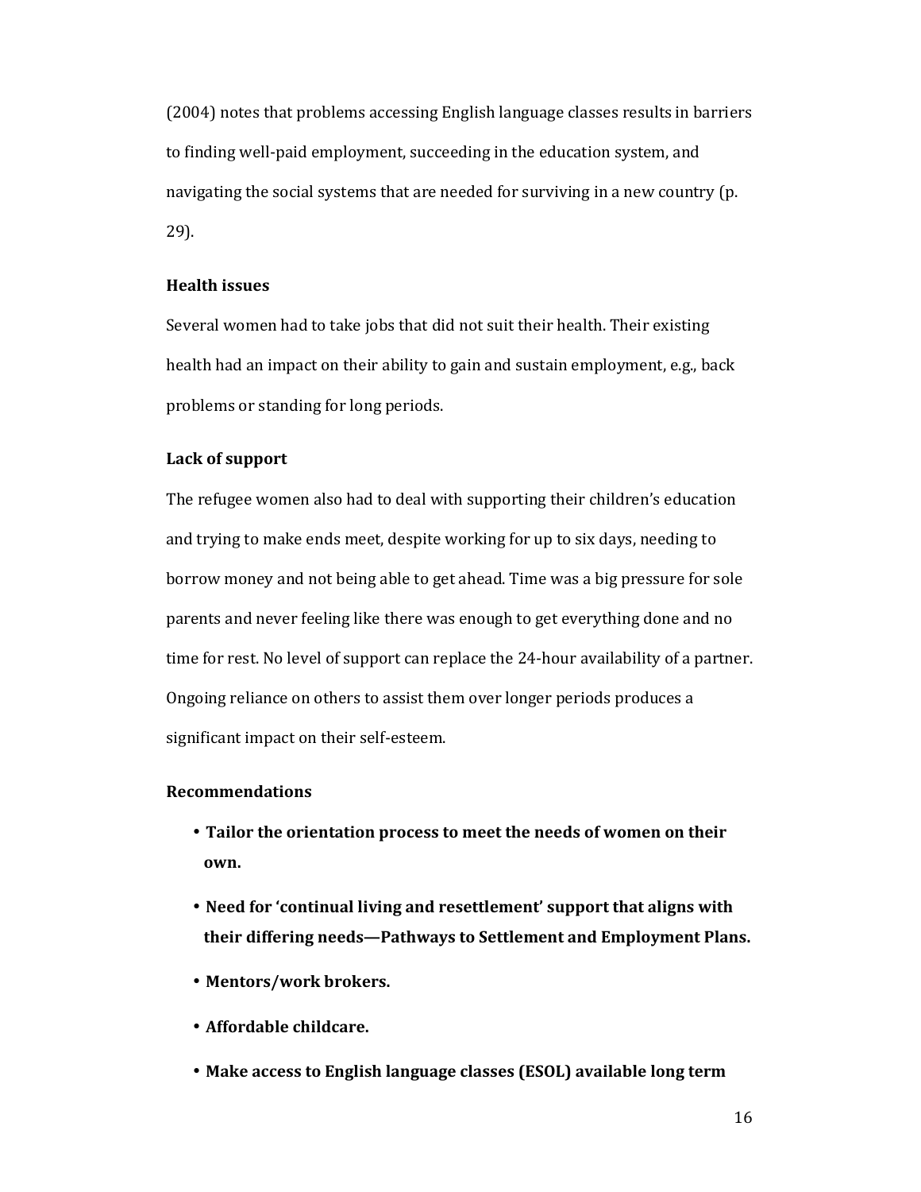(2004) notes that problems accessing English language classes results in barriers to finding well-paid employment, succeeding in the education system, and navigating the social systems that are needed for surviving in a new country (p. 29).

### Health issues

Several women had to take jobs that did not suit their health. Their existing health had an impact on their ability to gain and sustain employment, e.g., back problems or standing for long periods.

### Lack of support

The refugee women also had to deal with supporting their children's education and trying to make ends meet, despite working for up to six days, needing to borrow money and not being able to get ahead. Time was a big pressure for sole parents and never feeling like there was enough to get everything done and no time for rest. No level of support can replace the 24-hour availability of a partner. Ongoing reliance on others to assist them over longer periods produces a significant impact on their self-esteem.

### Recommendations

- **Tailor the orientation process to meet the needs of women on their own.**
- **Need for 'continual living and resettlement' support that aligns with their differing needs—Pathways to Settlement and Employment Plans.**
- **Mentors/work brokers.**
- **Affordable childcare.**
- **Make access to English language classes (ESOL) available long term**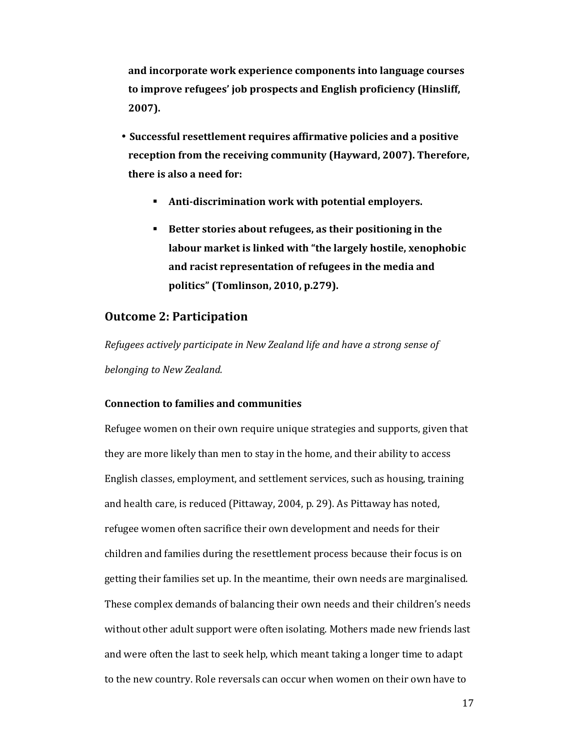**and incorporate work experience components into language courses to improve refugees' job prospects and English proficiency (Hinsliff, 2007).**

- **Successful resettlement requires affirmative policies and a positive reception from the receiving community (Hayward, 2007). Therefore, there is also a need for:**
  - **Anti-discrimination work with potential employers.**
  - **Better stories about refugees, as their positioning in the labour market is linked with "the largely hostile, xenophobic and racist representation of refugees in the media and politics" (Tomlinson, 2010, p.279).**

## Outcome 2: Participation

*Refugees actively participate in New Zealand life and have a strong sense of belonging to New Zealand.*

### Connection to families and communities

Refugee women on their own require unique strategies and supports, given that they are more likely than men to stay in the home, and their ability to access English classes, employment, and settlement services, such as housing, training and health care, is reduced (Pittaway, 2004, p. 29). As Pittaway has noted, refugee women often sacrifice their own development and needs for their children and families during the resettlement process because their focus is on getting their families set up. In the meantime, their own needs are marginalised. These complex demands of balancing their own needs and their children's needs without other adult support were often isolating. Mothers made new friends last and were often the last to seek help, which meant taking a longer time to adapt to the new country. Role reversals can occur when women on their own have to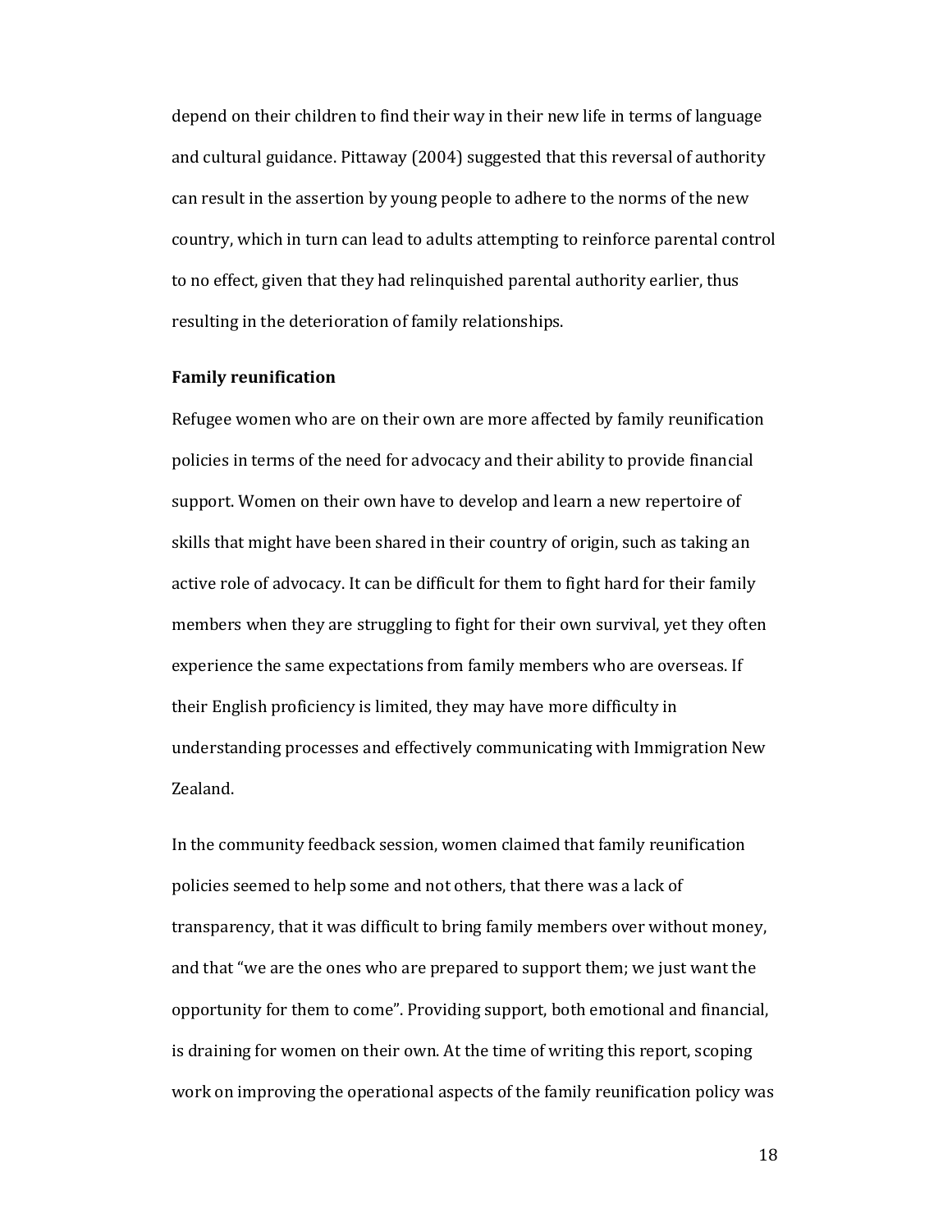depend on their children to find their way in their new life in terms of language and cultural guidance. Pittaway (2004) suggested that this reversal of authority can result in the assertion by young people to adhere to the norms of the new country, which in turn can lead to adults attempting to reinforce parental control to no effect, given that they had relinquished parental authority earlier, thus resulting in the deterioration of family relationships.

**Family reunification**

Refugee women who are on their own are more affected by family reunification policies in terms of the need for advocacy and their ability to provide financial support. Women on their own have to develop and learn a new repertoire of skills that might have been shared in their country of origin, such as taking an active role of advocacy. It can be difficult for them to fight hard for their family members when they are struggling to fight for their own survival, yet they often experience the same expectations from family members who are overseas. If their English proficiency is limited, they may have more difficulty in understanding processes and effectively communicating with Immigration New Zealand.

In the community feedback session, women claimed that family reunification policies seemed to help some and not others, that there was a lack of transparency, that it was difficult to bring family members over without money, and that "we are the ones who are prepared to support them; we just want the opportunity for them to come". Providing support, both emotional and financial, is draining for women on their own. At the time of writing this report, scoping work on improving the operational aspects of the family reunification policy was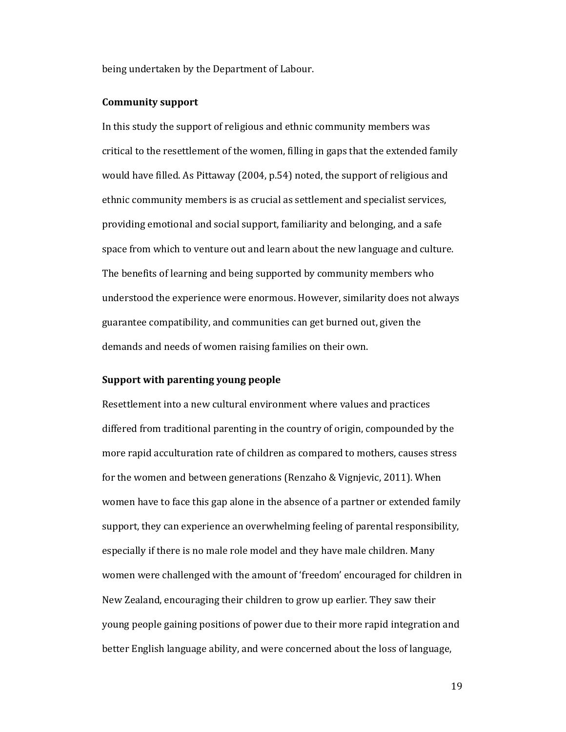being undertaken by the Department of Labour.

**Community support**

In this study the support of religious and ethnic community members was critical to the resettlement of the women, filling in gaps that the extended family would have filled. As Pittaway (2004, p.54) noted, the support of religious and ethnic community members is as crucial as settlement and specialist services, providing emotional and social support, familiarity and belonging, and a safe space from which to venture out and learn about the new language and culture. The benefits of learning and being supported by community members who understood the experience were enormous. However, similarity does not always guarantee compatibility, and communities can get burned out, given the demands and needs of women raising families on their own.

**Support with parenting young people**

Resettlement into a new cultural environment where values and practices differed from traditional parenting in the country of origin, compounded by the more rapid acculturation rate of children as compared to mothers, causes stress for the women and between generations (Renzaho & Vignjevic, 2011). When women have to face this gap alone in the absence of a partner or extended family support, they can experience an overwhelming feeling of parental responsibility, especially if there is no male role model and they have male children. Many women were challenged with the amount of 'freedom' encouraged for children in New Zealand, encouraging their children to grow up earlier. They saw their young people gaining positions of power due to their more rapid integration and better English language ability, and were concerned about the loss of language,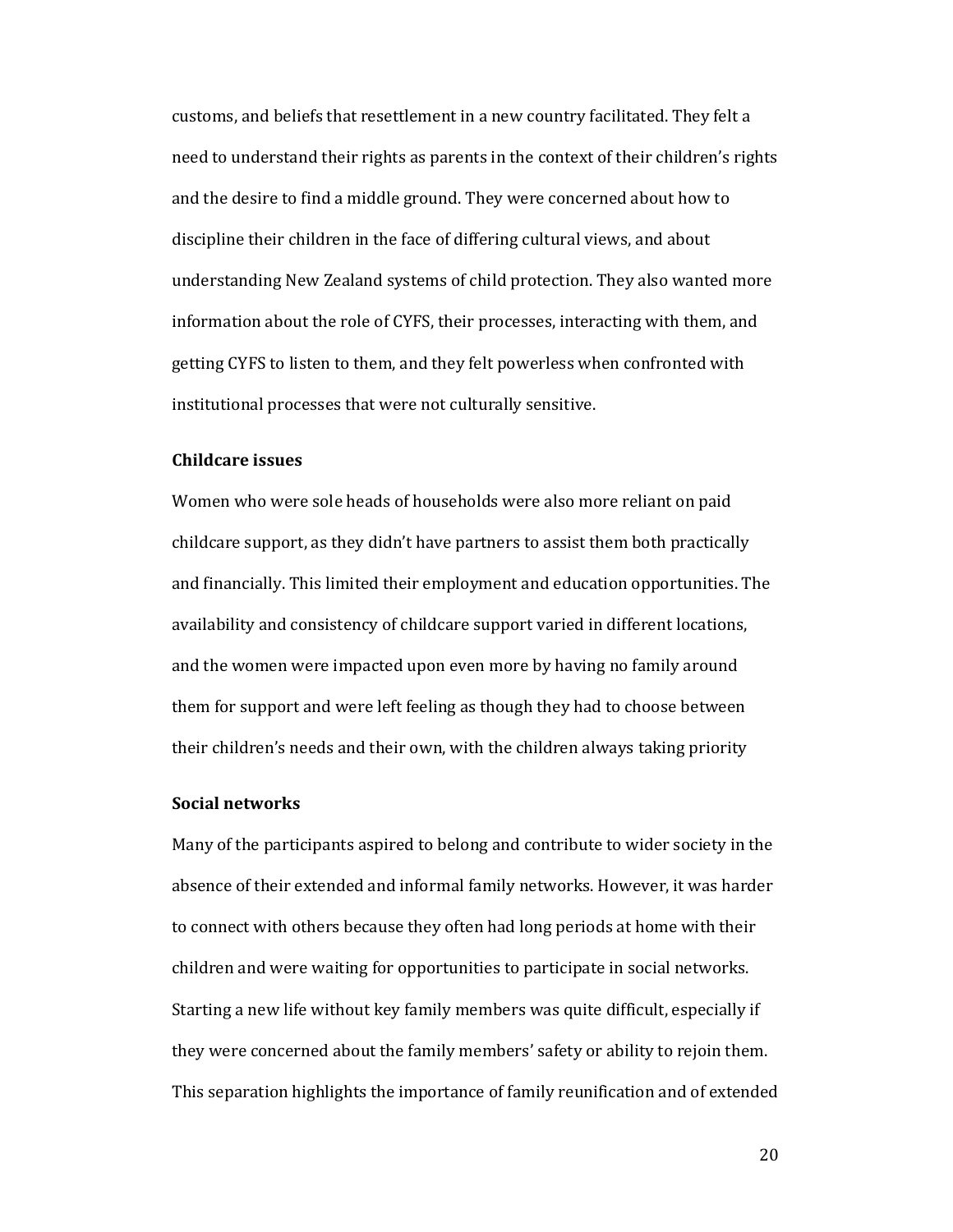customs, and beliefs that resettlement in a new country facilitated. They felt a need to understand their rights as parents in the context of their children's rights and the desire to find a middle ground. They were concerned about how to discipline their children in the face of differing cultural views, and about understanding New Zealand systems of child protection. They also wanted more information about the role of CYFS, their processes, interacting with them, and getting CYFS to listen to them, and they felt powerless when confronted with institutional processes that were not culturally sensitive.

### Childcare issues

Women who were sole heads of households were also more reliant on paid childcare support, as they didn't have partners to assist them both practically and financially. This limited their employment and education opportunities. The availability and consistency of childcare support varied in different locations, and the women were impacted upon even more by having no family around them for support and were left feeling as though they had to choose between their children's needs and their own, with the children always taking priority

### Social networks

Many of the participants aspired to belong and contribute to wider society in the absence of their extended and informal family networks. However, it was harder to connect with others because they often had long periods at home with their children and were waiting for opportunities to participate in social networks. Starting a new life without key family members was quite difficult, especially if they were concerned about the family members' safety or ability to rejoin them. This separation highlights the importance of family reunification and of extended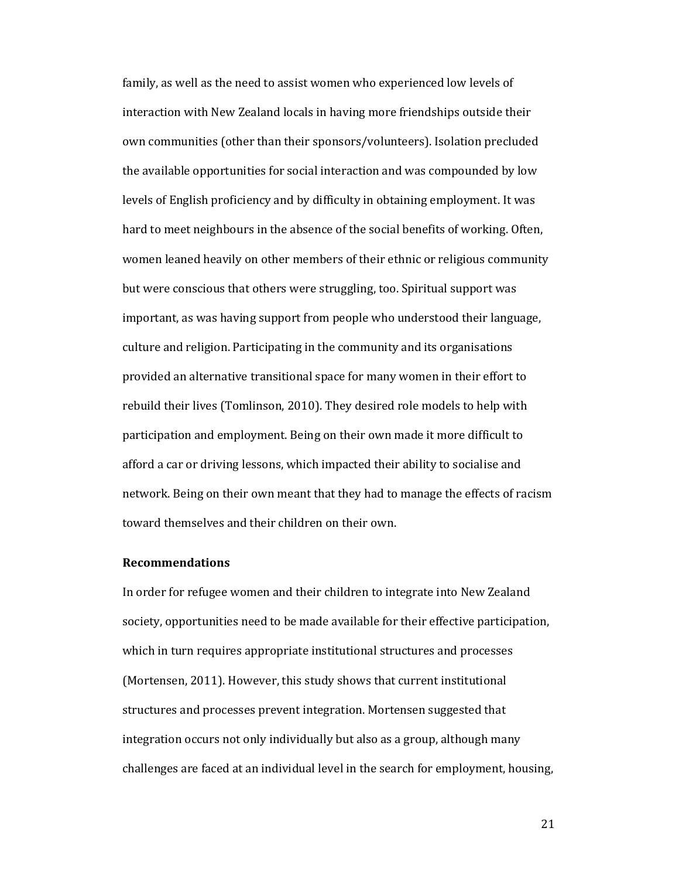family, as well as the need to assist women who experienced low levels of interaction with New Zealand locals in having more friendships outside their own communities (other than their sponsors/volunteers). Isolation precluded the available opportunities for social interaction and was compounded by low levels of English proficiency and by difficulty in obtaining employment. It was hard to meet neighbours in the absence of the social benefits of working. Often, women leaned heavily on other members of their ethnic or religious community but were conscious that others were struggling, too. Spiritual support was important, as was having support from people who understood their language, culture and religion. Participating in the community and its organisations provided an alternative transitional space for many women in their effort to rebuild their lives (Tomlinson, 2010). They desired role models to help with participation and employment. Being on their own made it more difficult to afford a car or driving lessons, which impacted their ability to socialise and network. Being on their own meant that they had to manage the effects of racism toward themselves and their children on their own.

**Recommendations**

In order for refugee women and their children to integrate into New Zealand society, opportunities need to be made available for their effective participation, which in turn requires appropriate institutional structures and processes (Mortensen, 2011). However, this study shows that current institutional structures and processes prevent integration. Mortensen suggested that integration occurs not only individually but also as a group, although many challenges are faced at an individual level in the search for employment, housing,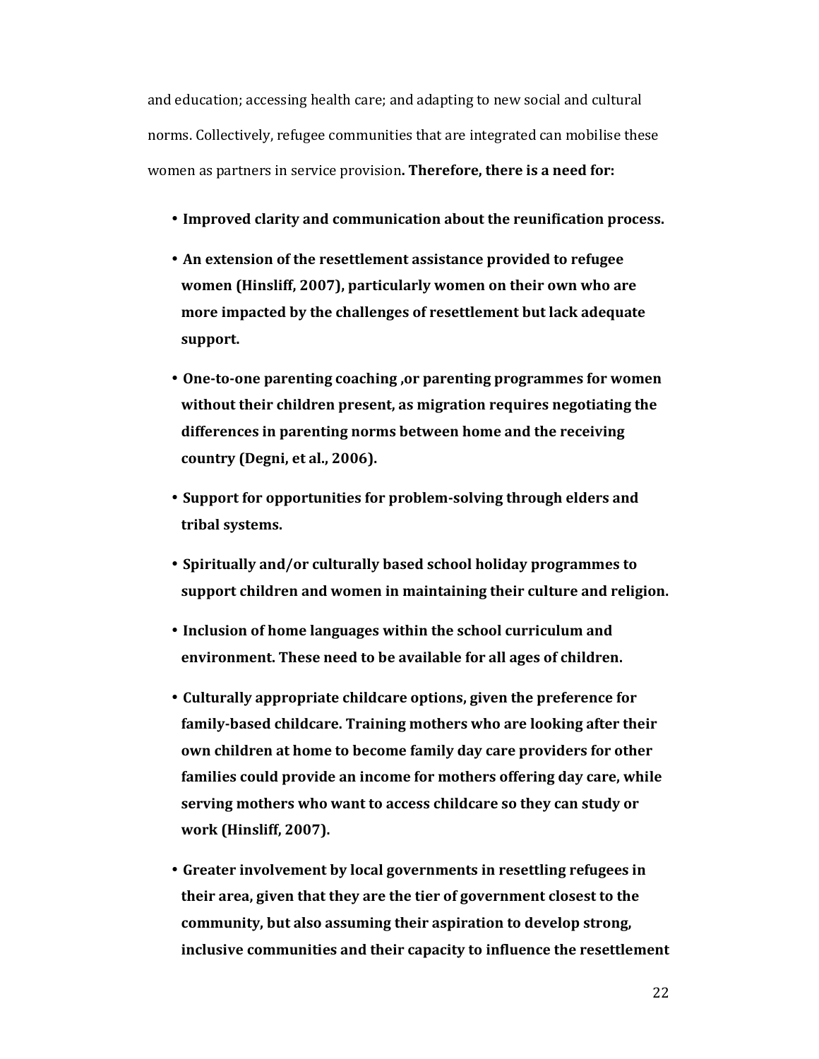and education; accessing health care; and adapting to new social and cultural norms. Collectively, refugee communities that are integrated can mobilise these women as partners in service provision**. Therefore, there is a need for:**

- **Improved clarity and communication about the reunification process.**
- **An extension of the resettlement assistance provided to refugee women (Hinsliff, 2007), particularly women on their own who are more impacted by the challenges of resettlement but lack adequate support.**
- **One-to-one parenting coaching ,or parenting programmes for women without their children present, as migration requires negotiating the differences in parenting norms between home and the receiving country (Degni, et al., 2006).**
- **Support for opportunities for problem-solving through elders and tribal systems.**
- **Spiritually and/or culturally based school holiday programmes to support children and women in maintaining their culture and religion.**
- **Inclusion of home languages within the school curriculum and environment. These need to be available for all ages of children.**
- **Culturally appropriate childcare options, given the preference for family-based childcare. Training mothers who are looking after their own children at home to become family day care providers for other families could provide an income for mothers offering day care, while serving mothers who want to access childcare so they can study or work (Hinsliff, 2007).**
- **Greater involvement by local governments in resettling refugees in their area, given that they are the tier of government closest to the community, but also assuming their aspiration to develop strong, inclusive communities and their capacity to influence the resettlement**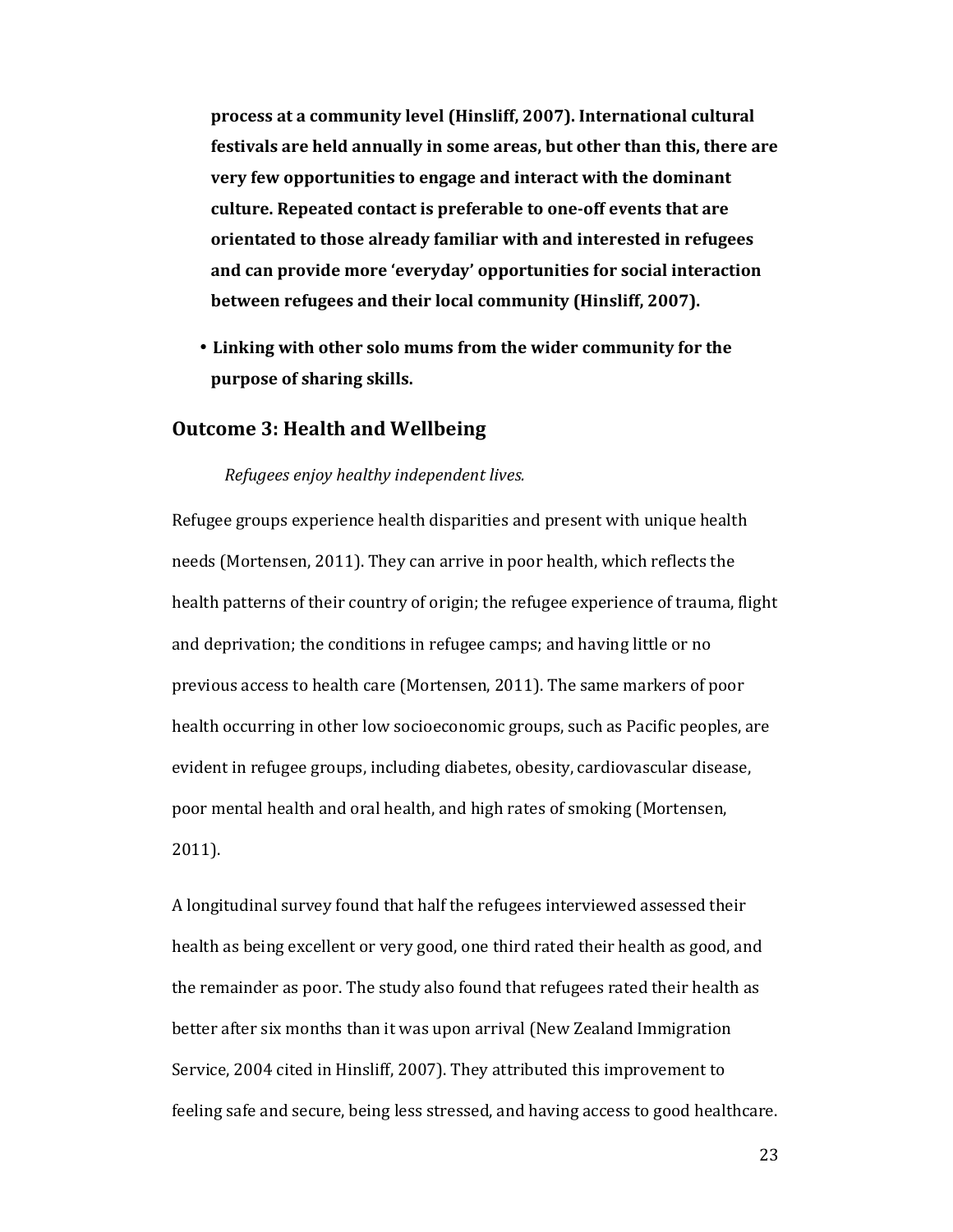**process at a community level (Hinsliff, 2007). International cultural festivals are held annually in some areas, but other than this, there are very few opportunities to engage and interact with the dominant culture. Repeated contact is preferable to one-off events that are orientated to those already familiar with and interested in refugees and can provide more 'everyday' opportunities for social interaction between refugees and their local community (Hinsliff, 2007).**

- **Linking with other solo mums from the wider community for the purpose of sharing skills.**

## Outcome 3: Health and Wellbeing

*Refugees enjoy healthy independent lives.*

Refugee groups experience health disparities and present with unique health needs (Mortensen, 2011). They can arrive in poor health, which reflects the health patterns of their country of origin; the refugee experience of trauma, flight and deprivation; the conditions in refugee camps; and having little or no previous access to health care (Mortensen, 2011). The same markers of poor health occurring in other low socioeconomic groups, such as Pacific peoples, are evident in refugee groups, including diabetes, obesity, cardiovascular disease, poor mental health and oral health, and high rates of smoking (Mortensen, 2011).

A longitudinal survey found that half the refugees interviewed assessed their health as being excellent or very good, one third rated their health as good, and the remainder as poor. The study also found that refugees rated their health as better after six months than it was upon arrival (New Zealand Immigration Service, 2004 cited in Hinsliff, 2007). They attributed this improvement to feeling safe and secure, being less stressed, and having access to good healthcare.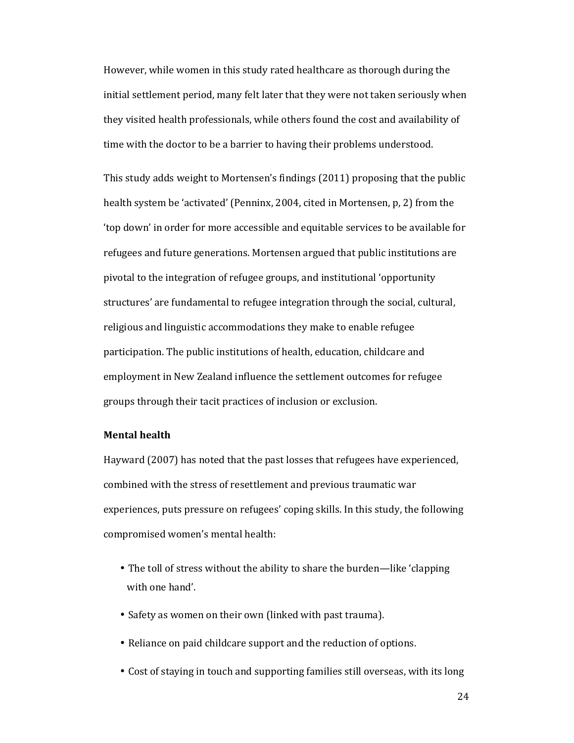However, while women in this study rated healthcare as thorough during the initial settlement period, many felt later that they were not taken seriously when they visited health professionals, while others found the cost and availability of time with the doctor to be a barrier to having their problems understood.

This study adds weight to Mortensen's findings (2011) proposing that the public health system be 'activated' (Penninx, 2004, cited in Mortensen, p, 2) from the 'top down' in order for more accessible and equitable services to be available for refugees and future generations. Mortensen argued that public institutions are pivotal to the integration of refugee groups, and institutional 'opportunity structures' are fundamental to refugee integration through the social, cultural, religious and linguistic accommodations they make to enable refugee participation. The public institutions of health, education, childcare and employment in New Zealand influence the settlement outcomes for refugee groups through their tacit practices of inclusion or exclusion.

**Mental health**

Hayward (2007) has noted that the past losses that refugees have experienced, combined with the stress of resettlement and previous traumatic war experiences, puts pressure on refugees' coping skills. In this study, the following compromised women's mental health:

- The toll of stress without the ability to share the burden—like 'clapping with one hand'.
- Safety as women on their own (linked with past trauma).
- Reliance on paid childcare support and the reduction of options.
- Cost of staying in touch and supporting families still overseas, with its long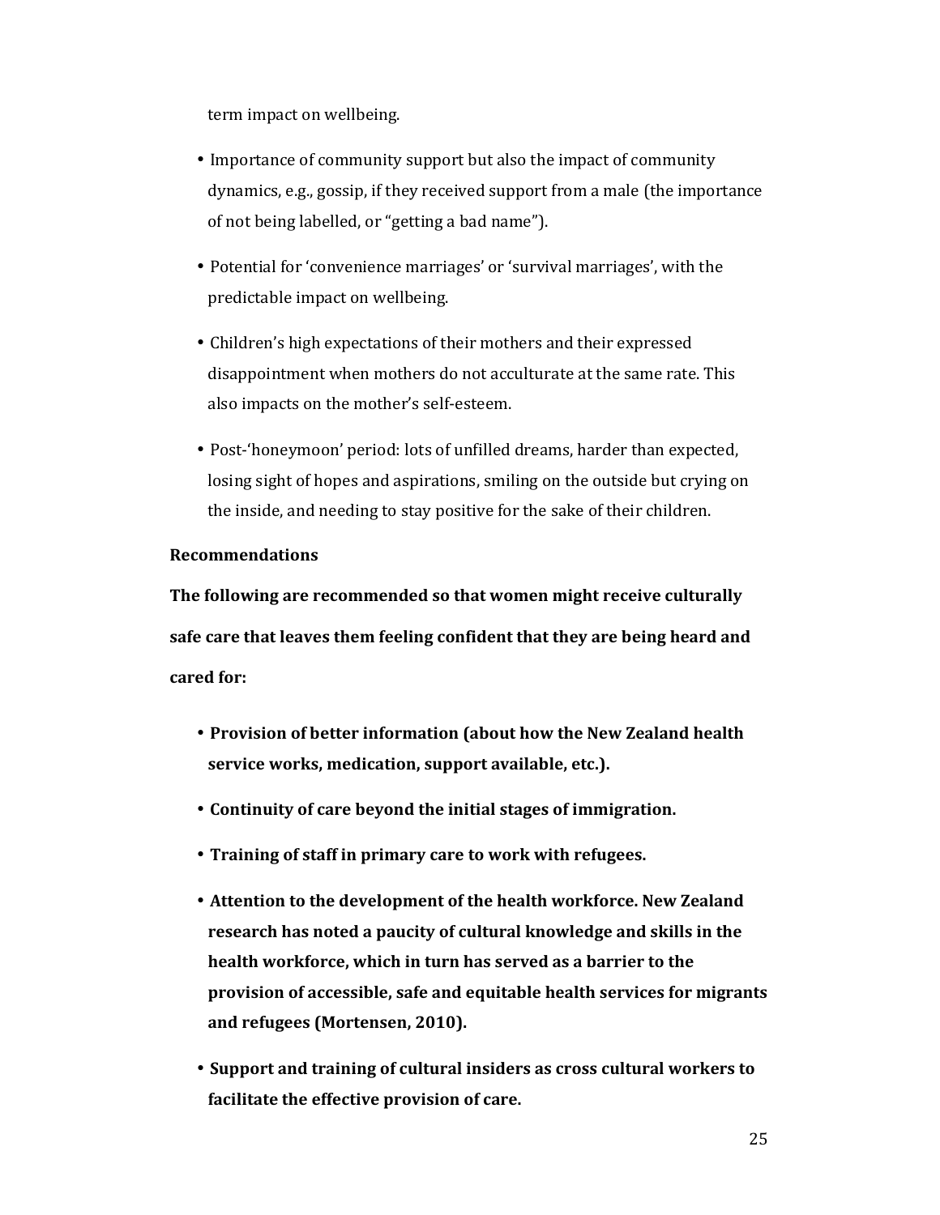term impact on wellbeing.

- Importance of community support but also the impact of community dynamics, e.g., gossip, if they received support from a male (the importance of not being labelled, or "getting a bad name").
- Potential for 'convenience marriages' or 'survival marriages', with the predictable impact on wellbeing.
- Children's high expectations of their mothers and their expressed disappointment when mothers do not acculturate at the same rate. This also impacts on the mother's self-esteem.
- Post-'honeymoon' period: lots of unfilled dreams, harder than expected, losing sight of hopes and aspirations, smiling on the outside but crying on the inside, and needing to stay positive for the sake of their children.

**Recommendations**

**The following are recommended so that women might receive culturally safe care that leaves them feeling confident that they are being heard and cared for:**

- **Provision of better information (about how the New Zealand health service works, medication, support available, etc.).**
- **Continuity of care beyond the initial stages of immigration.**
- **Training of staff in primary care to work with refugees.**
- **Attention to the development of the health workforce. New Zealand research has noted a paucity of cultural knowledge and skills in the health workforce, which in turn has served as a barrier to the provision of accessible, safe and equitable health services for migrants and refugees (Mortensen, 2010).**
- **Support and training of cultural insiders as cross cultural workers to facilitate the effective provision of care.**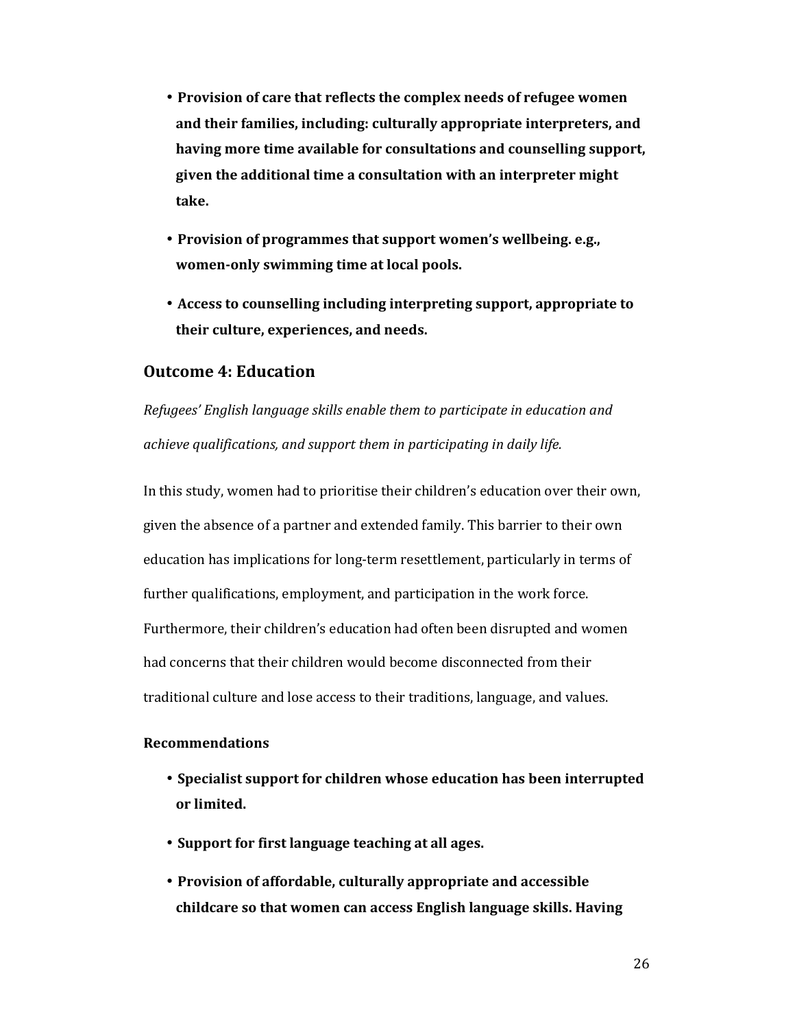- **Provision of care that reflects the complex needs of refugee women and their families, including: culturally appropriate interpreters, and having more time available for consultations and counselling support, given the additional time a consultation with an interpreter might take.**
- **Provision of programmes that support women's wellbeing. e.g., women-only swimming time at local pools.**
- **Access to counselling including interpreting support, appropriate to their culture, experiences, and needs.**

## Outcome 4: Education

*Refugees' English language skills enable them to participate in education and achieve qualifications, and support them in participating in daily life.*

In this study, women had to prioritise their children's education over their own, given the absence of a partner and extended family. This barrier to their own education has implications for long-term resettlement, particularly in terms of further qualifications, employment, and participation in the work force. Furthermore, their children's education had often been disrupted and women had concerns that their children would become disconnected from their traditional culture and lose access to their traditions, language, and values.

**Recommendations**

- **Specialist support for children whose education has been interrupted or limited.**
- **Support for first language teaching at all ages.**
- **Provision of affordable, culturally appropriate and accessible childcare so that women can access English language skills. Having**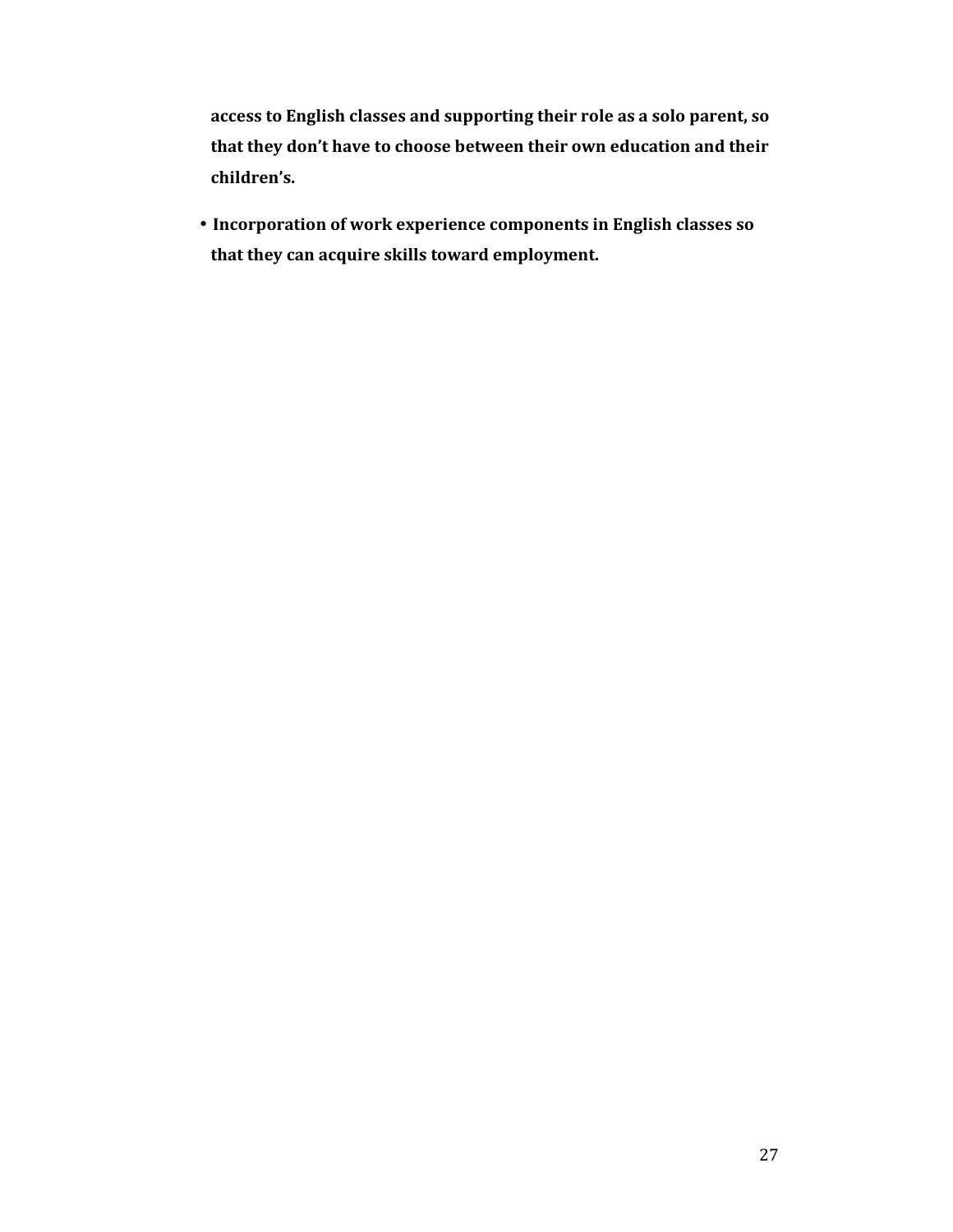**access to English classes and supporting their role as a solo parent, so that they don't have to choose between their own education and their children's.**

- **Incorporation of work experience components in English classes so that they can acquire skills toward employment.**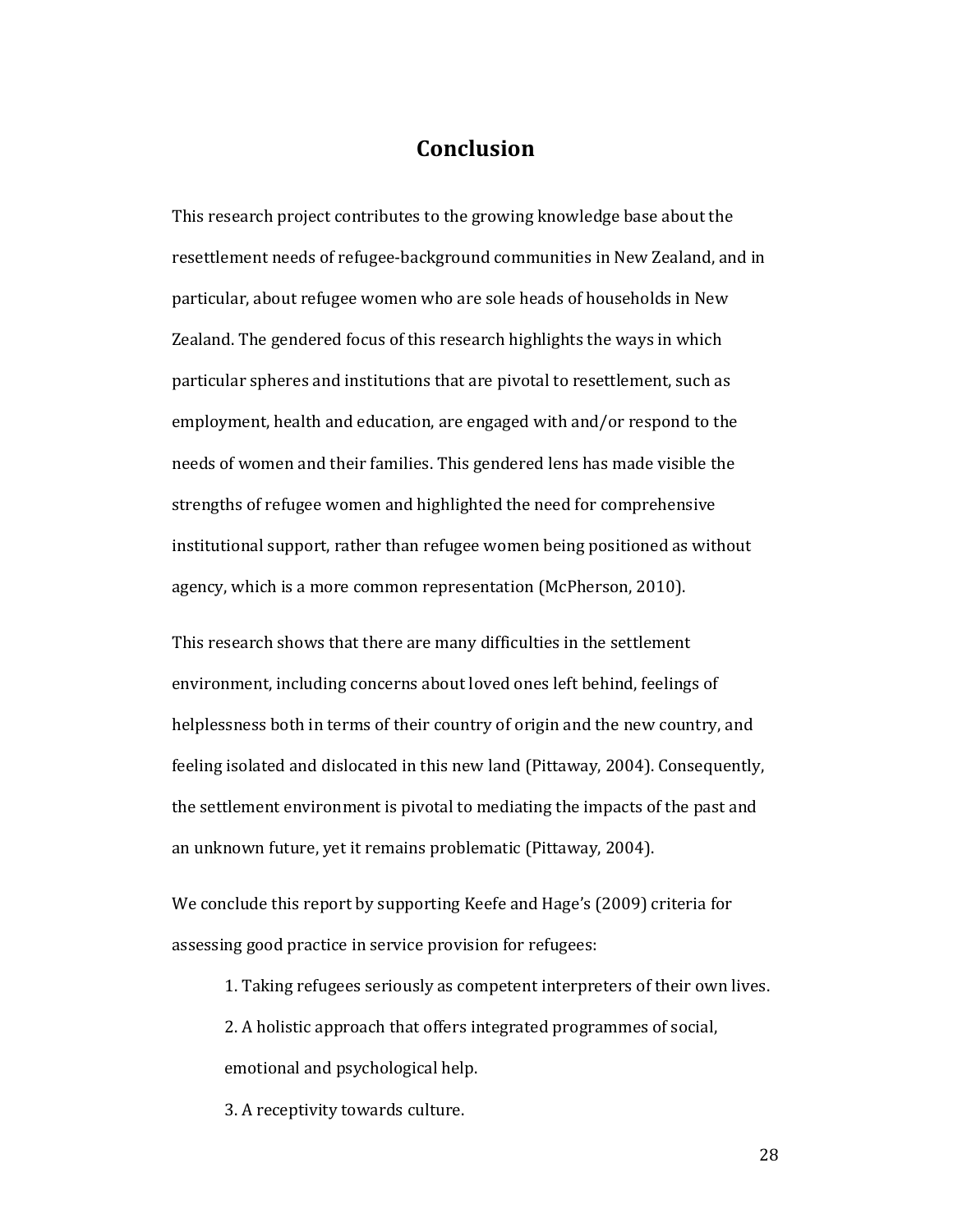# Conclusion

This research project contributes to the growing knowledge base about the resettlement needs of refugee-background communities in New Zealand, and in particular, about refugee women who are sole heads of households in New Zealand. The gendered focus of this research highlights the ways in which particular spheres and institutions that are pivotal to resettlement, such as employment, health and education, are engaged with and/or respond to the needs of women and their families. This gendered lens has made visible the strengths of refugee women and highlighted the need for comprehensive institutional support, rather than refugee women being positioned as without agency, which is a more common representation (McPherson, 2010).

This research shows that there are many difficulties in the settlement environment, including concerns about loved ones left behind, feelings of helplessness both in terms of their country of origin and the new country, and feeling isolated and dislocated in this new land (Pittaway, 2004). Consequently, the settlement environment is pivotal to mediating the impacts of the past and an unknown future, yet it remains problematic (Pittaway, 2004).

We conclude this report by supporting Keefe and Hage's (2009) criteria for assessing good practice in service provision for refugees:

1. Taking refugees seriously as competent interpreters of their own lives.
2. A holistic approach that offers integrated programmes of social, emotional and psychological help.
3. A receptivity towards culture.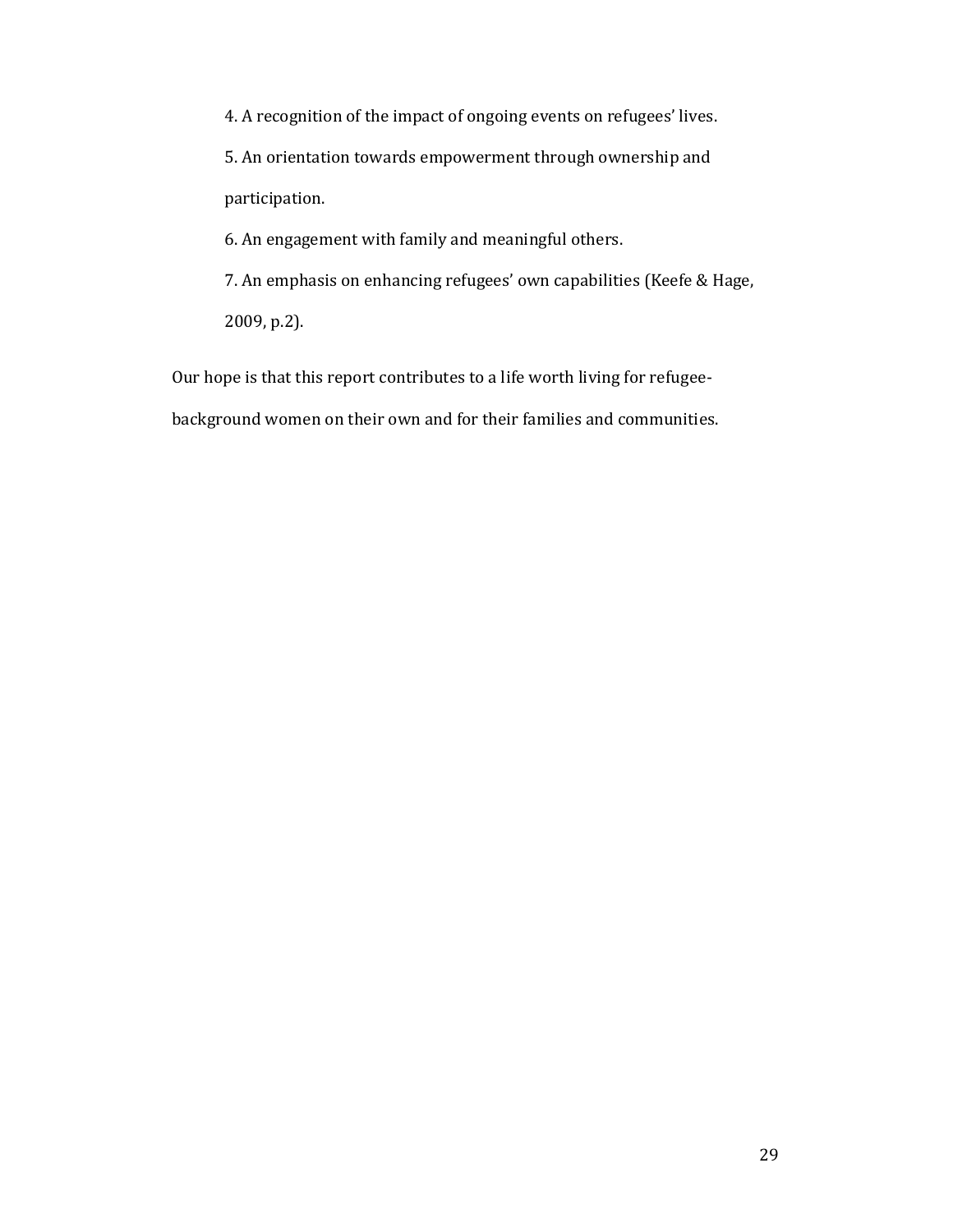4. A recognition of the impact of ongoing events on refugees' lives.
5. An orientation towards empowerment through ownership and participation.
6. An engagement with family and meaningful others.
7. An emphasis on enhancing refugees' own capabilities (Keefe & Hage, 2009, p.2).

Our hope is that this report contributes to a life worth living for refugee-background women on their own and for their families and communities.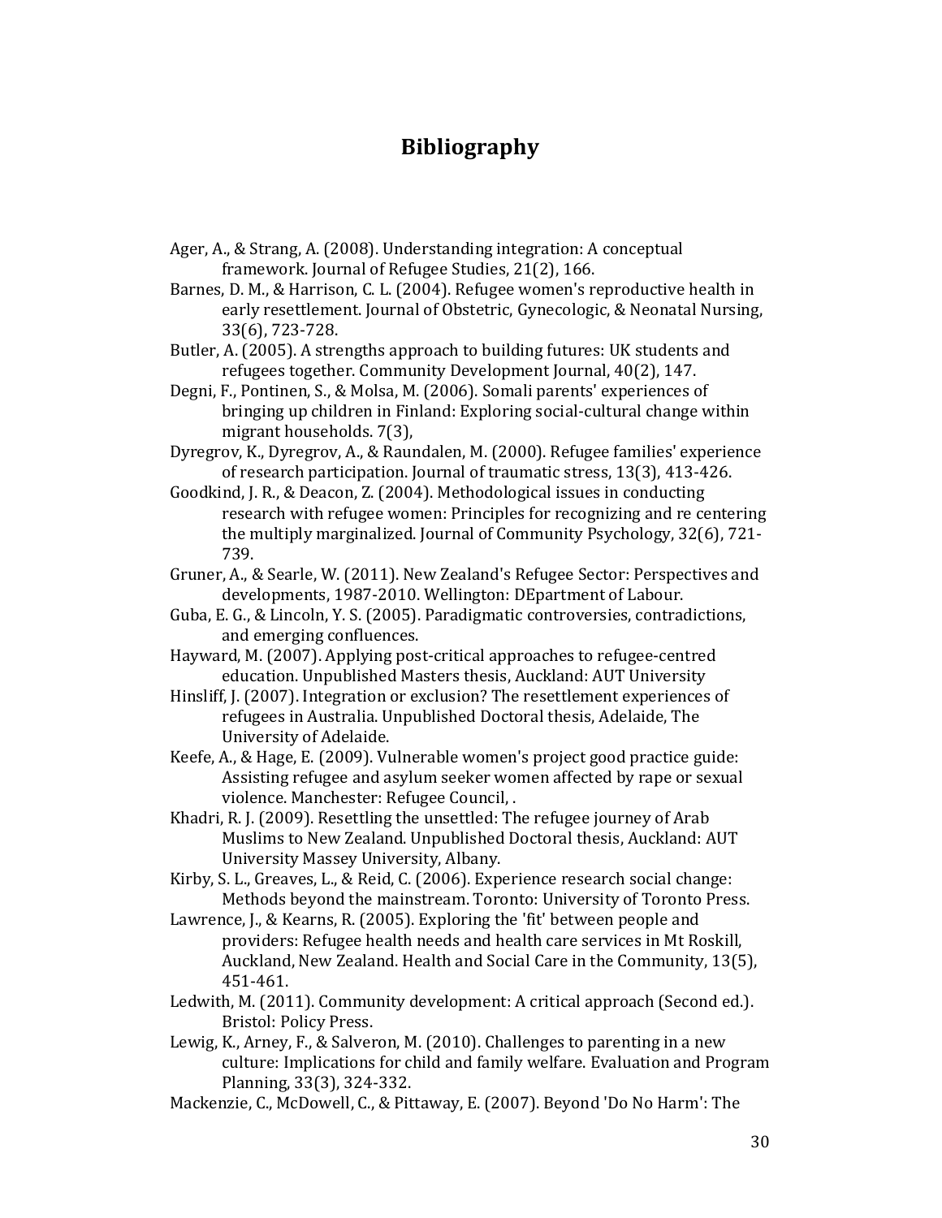# Bibliography

Ager, A., & Strang, A. (2008). Understanding integration: A conceptual framework. Journal of Refugee Studies, 21(2), 166.

Barnes, D. M., & Harrison, C. L. (2004). Refugee women's reproductive health in early resettlement. Journal of Obstetric, Gynecologic, & Neonatal Nursing, 33(6), 723-728.

Butler, A. (2005). A strengths approach to building futures: UK students and refugees together. Community Development Journal, 40(2), 147.

Degni, F., Pontinen, S., & Molsa, M. (2006). Somali parents' experiences of bringing up children in Finland: Exploring social-cultural change within migrant households. 7(3),

Dyregrov, K., Dyregrov, A., & Raundalen, M. (2000). Refugee families' experience of research participation. Journal of traumatic stress, 13(3), 413-426.

Goodkind, J. R., & Deacon, Z. (2004). Methodological issues in conducting research with refugee women: Principles for recognizing and re centering the multiply marginalized. Journal of Community Psychology, 32(6), 721-739.

Gruner, A., & Searle, W. (2011). New Zealand's Refugee Sector: Perspectives and developments, 1987-2010. Wellington: DEpartment of Labour.

Guba, E. G., & Lincoln, Y. S. (2005). Paradigmatic controversies, contradictions, and emerging confluences.

Hayward, M. (2007). Applying post-critical approaches to refugee-centred education. Unpublished Masters thesis, Auckland: AUT University

Hinsliff, J. (2007). Integration or exclusion? The resettlement experiences of refugees in Australia. Unpublished Doctoral thesis, Adelaide, The University of Adelaide.

Keefe, A., & Hage, E. (2009). Vulnerable women's project good practice guide: Assisting refugee and asylum seeker women affected by rape or sexual violence. Manchester: Refugee Council, .

Khadri, R. J. (2009). Resettling the unsettled: The refugee journey of Arab Muslims to New Zealand. Unpublished Doctoral thesis, Auckland: AUT University Massey University, Albany.

Kirby, S. L., Greaves, L., & Reid, C. (2006). Experience research social change: Methods beyond the mainstream. Toronto: University of Toronto Press.

Lawrence, J., & Kearns, R. (2005). Exploring the 'fit' between people and providers: Refugee health needs and health care services in Mt Roskill, Auckland, New Zealand. Health and Social Care in the Community, 13(5), 451-461.

Ledwith, M. (2011). Community development: A critical approach (Second ed.). Bristol: Policy Press.

Lewig, K., Arney, F., & Salveron, M. (2010). Challenges to parenting in a new culture: Implications for child and family welfare. Evaluation and Program Planning, 33(3), 324-332.

Mackenzie, C., McDowell, C., & Pittaway, E. (2007). Beyond 'Do No Harm': The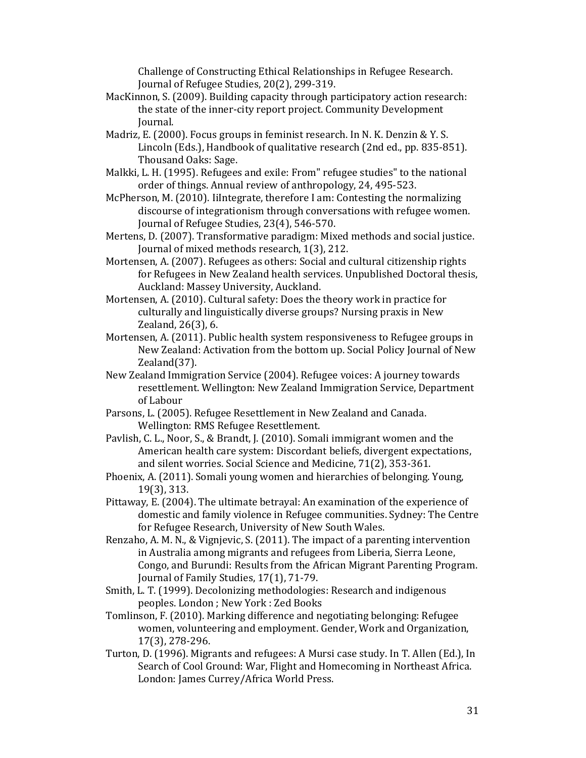Challenge of Constructing Ethical Relationships in Refugee Research. Journal of Refugee Studies, 20(2), 299-319.

MacKinnon, S. (2009). Building capacity through participatory action research: the state of the inner-city report project. Community Development Journal.

Madriz, E. (2000). Focus groups in feminist research. In N. K. Denzin & Y. S. Lincoln (Eds.), Handbook of qualitative research (2nd ed., pp. 835-851). Thousand Oaks: Sage.

Malkki, L. H. (1995). Refugees and exile: From" refugee studies" to the national order of things. Annual review of anthropology, 24, 495-523.

McPherson, M. (2010). IiIntegrate, therefore I am: Contesting the normalizing discourse of integrationism through conversations with refugee women. Journal of Refugee Studies, 23(4), 546-570.

Mertens, D. (2007). Transformative paradigm: Mixed methods and social justice. Journal of mixed methods research, 1(3), 212.

Mortensen, A. (2007). Refugees as others: Social and cultural citizenship rights for Refugees in New Zealand health services. Unpublished Doctoral thesis, Auckland: Massey University, Auckland.

Mortensen, A. (2010). Cultural safety: Does the theory work in practice for culturally and linguistically diverse groups? Nursing praxis in New Zealand, 26(3), 6.

Mortensen, A. (2011). Public health system responsiveness to Refugee groups in New Zealand: Activation from the bottom up. Social Policy Journal of New Zealand(37).

New Zealand Immigration Service (2004). Refugee voices: A journey towards resettlement. Wellington: New Zealand Immigration Service, Department of Labour

Parsons, L. (2005). Refugee Resettlement in New Zealand and Canada. Wellington: RMS Refugee Resettlement.

Pavlish, C. L., Noor, S., & Brandt, J. (2010). Somali immigrant women and the American health care system: Discordant beliefs, divergent expectations, and silent worries. Social Science and Medicine, 71(2), 353-361.

Phoenix, A. (2011). Somali young women and hierarchies of belonging. Young, 19(3), 313.

Pittaway, E. (2004). The ultimate betrayal: An examination of the experience of domestic and family violence in Refugee communities. Sydney: The Centre for Refugee Research, University of New South Wales.

Renzaho, A. M. N., & Vignjevic, S. (2011). The impact of a parenting intervention in Australia among migrants and refugees from Liberia, Sierra Leone, Congo, and Burundi: Results from the African Migrant Parenting Program. Journal of Family Studies, 17(1), 71-79.

Smith, L. T. (1999). Decolonizing methodologies: Research and indigenous peoples. London ; New York : Zed Books

Tomlinson, F. (2010). Marking difference and negotiating belonging: Refugee women, volunteering and employment. Gender, Work and Organization, 17(3), 278-296.

Turton, D. (1996). Migrants and refugees: A Mursi case study. In T. Allen (Ed.), In Search of Cool Ground: War, Flight and Homecoming in Northeast Africa. London: James Currey/Africa World Press.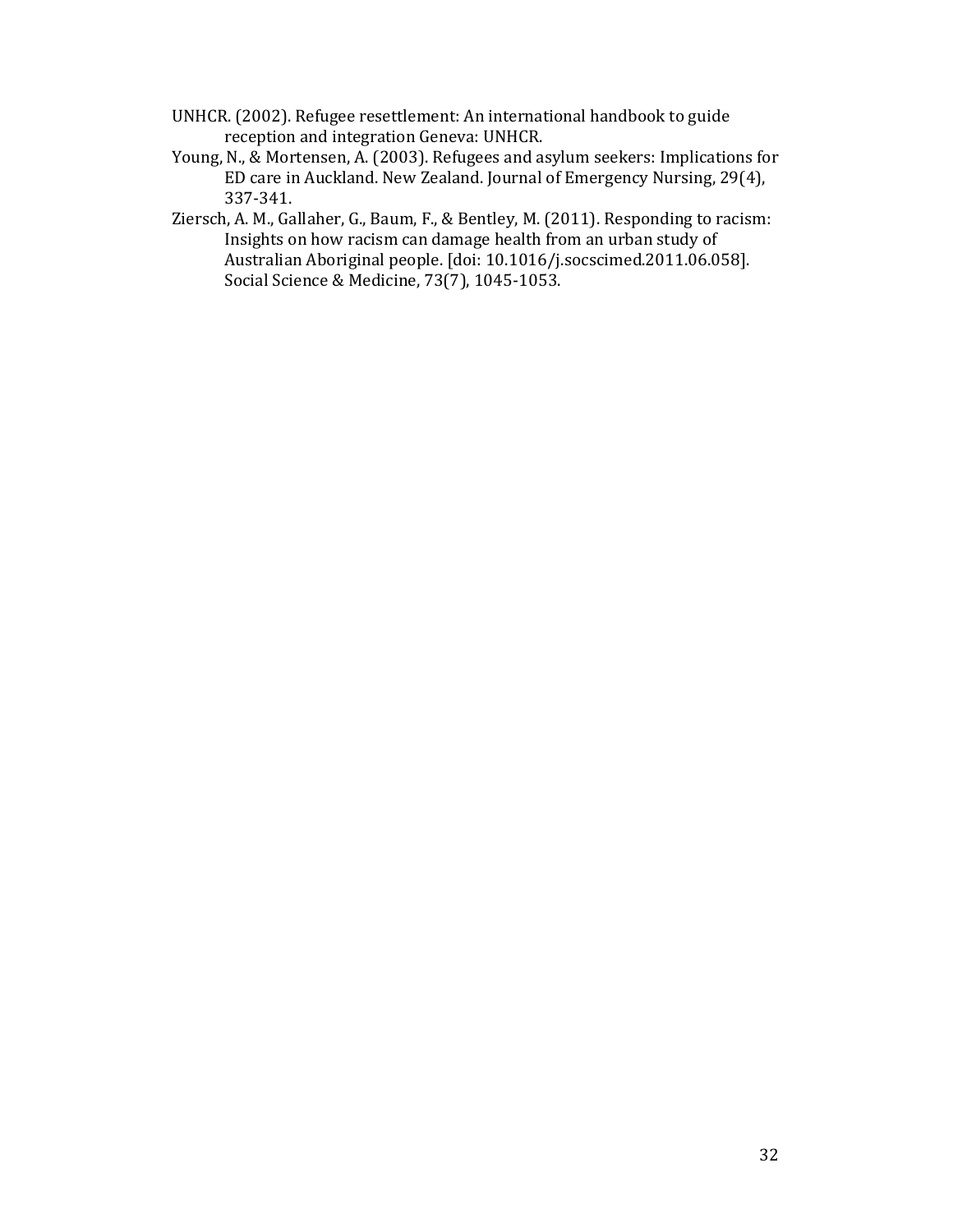UNHCR. (2002). Refugee resettlement: An international handbook to guide reception and integration Geneva: UNHCR.

Young, N., & Mortensen, A. (2003). Refugees and asylum seekers: Implications for ED care in Auckland. New Zealand. Journal of Emergency Nursing, 29(4), 337-341.

Ziersch, A. M., Gallaher, G., Baum, F., & Bentley, M. (2011). Responding to racism: Insights on how racism can damage health from an urban study of Australian Aboriginal people. [doi: 10.1016/j.socscimed.2011.06.058]. Social Science & Medicine, 73(7), 1045-1053.